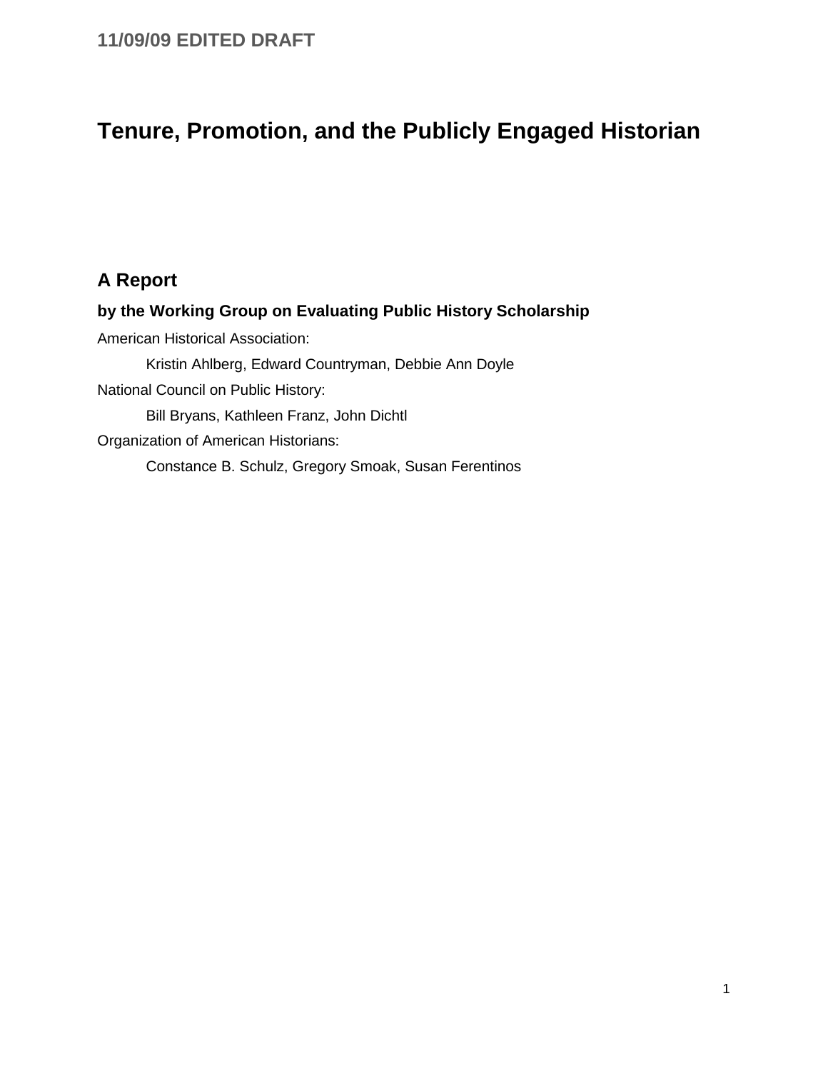**11/09/09 EDITED DRAFT**

# Tenure, Promotion, and the Publicly Engaged Historian

## A Report

### by the Working Group on Evaluating Public History Scholarship

American Historical Association:

Kristin Ahlberg, Edward Countryman, Debbie Ann Doyle

National Council on Public History:

Bill Bryans, Kathleen Franz, John Dichtl

Organization of American Historians:

Constance B. Schulz, Gregory Smoak, Susan Ferentinos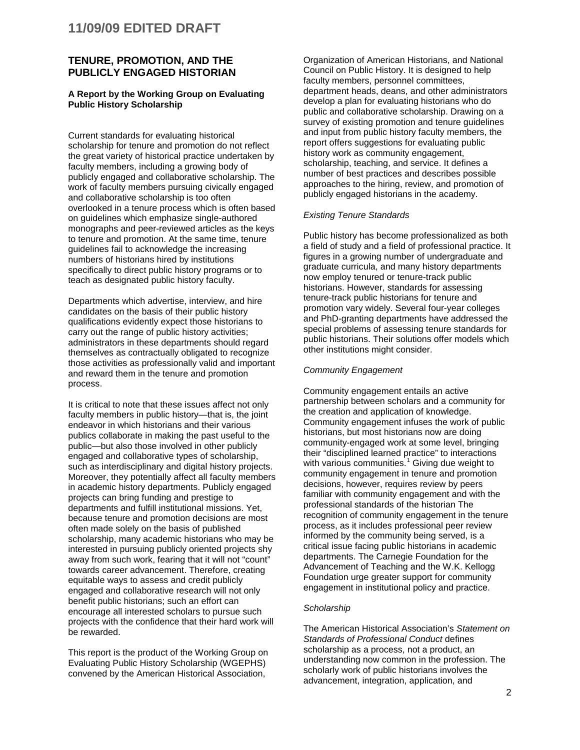# TENURE, PROMOTION, AND THE PUBLICLY ENGAGED HISTORIAN

**A Report by the Working Group on Evaluating Public History Scholarship**

Current standards for evaluating historical scholarship for tenure and promotion do not reflect the great variety of historical practice undertaken by faculty members, including a growing body of publicly engaged and collaborative scholarship. The work of faculty members pursuing civically engaged and collaborative scholarship is too often overlooked in a tenure process which is often based on guidelines which emphasize single-authored monographs and peer-reviewed articles as the keys to tenure and promotion. At the same time, tenure guidelines fail to acknowledge the increasing numbers of historians hired by institutions specifically to direct public history programs or to teach as designated public history faculty.

Departments which advertise, interview, and hire candidates on the basis of their public history qualifications evidently expect those historians to carry out the range of public history activities; administrators in these departments should regard themselves as contractually obligated to recognize those activities as professionally valid and important and reward them in the tenure and promotion process.

It is critical to note that these issues affect not only faculty members in public history—that is, the joint endeavor in which historians and their various publics collaborate in making the past useful to the public—but also those involved in other publicly engaged and collaborative types of scholarship, such as interdisciplinary and digital history projects. Moreover, they potentially affect all faculty members in academic history departments. Publicly engaged projects can bring funding and prestige to departments and fulfill institutional missions. Yet, because tenure and promotion decisions are most often made solely on the basis of published scholarship, many academic historians who may be interested in pursuing publicly oriented projects shy away from such work, fearing that it will not "count" towards career advancement. Therefore, creating equitable ways to assess and credit publicly engaged and collaborative research will not only benefit public historians; such an effort can encourage all interested scholars to pursue such projects with the confidence that their hard work will be rewarded.

This report is the product of the Working Group on Evaluating Public History Scholarship (WGEPHS) convened by the American Historical Association, Organization of American Historians, and National Council on Public History. It is designed to help faculty members, personnel committees, department heads, deans, and other administrators develop a plan for evaluating historians who do public and collaborative scholarship. Drawing on a survey of existing promotion and tenure guidelines and input from public history faculty members, the report offers suggestions for evaluating public history work as community engagement, scholarship, teaching, and service. It defines a number of best practices and describes possible approaches to the hiring, review, and promotion of publicly engaged historians in the academy.

*Existing Tenure Standards*

Public history has become professionalized as both a field of study and a field of professional practice. It figures in a growing number of undergraduate and graduate curricula, and many history departments now employ tenured or tenure-track public historians. However, standards for assessing tenure-track public historians for tenure and promotion vary widely. Several four-year colleges and PhD-granting departments have addressed the special problems of assessing tenure standards for public historians. Their solutions offer models which other institutions might consider.

*Community Engagement*

Community engagement entails an active partnership between scholars and a community for the creation and application of knowledge. Community engagement infuses the work of public historians, but most historians now are doing community-engaged work at some level, bringing their "disciplined learned practice" to interactions with various communities.[1] Giving due weight to community engagement in tenure and promotion decisions, however, requires review by peers familiar with community engagement and with the professional standards of the historian The recognition of community engagement in the tenure process, as it includes professional peer review informed by the community being served, is a critical issue facing public historians in academic departments. The Carnegie Foundation for the Advancement of Teaching and the W.K. Kellogg Foundation urge greater support for community engagement in institutional policy and practice.

*Scholarship*

The American Historical Association's *Statement on Standards of Professional Conduct* defines scholarship as a process, not a product, an understanding now common in the profession. The scholarly work of public historians involves the advancement, integration, application, and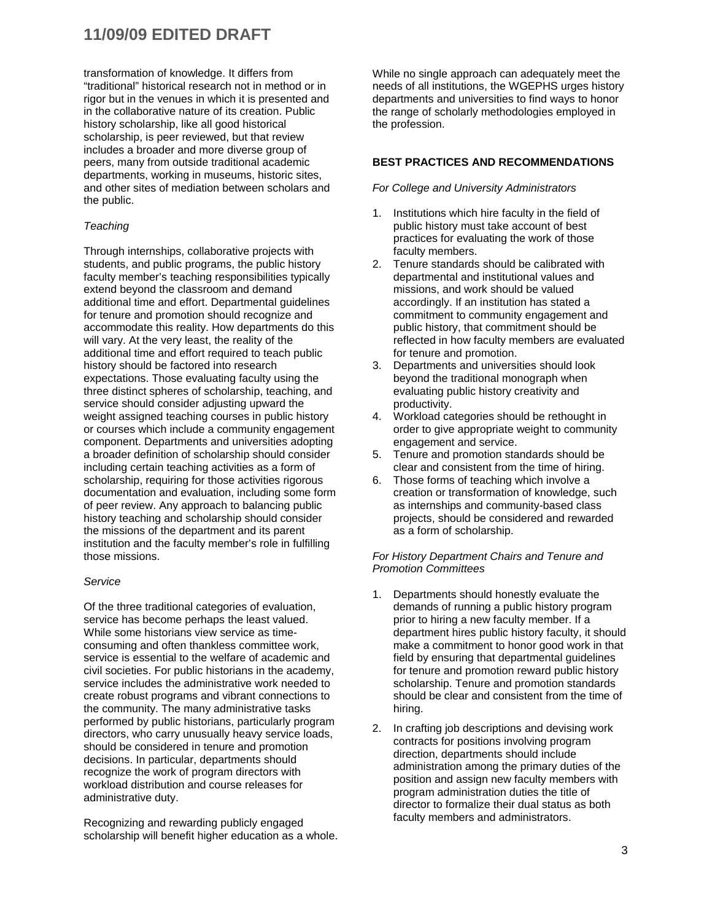transformation of knowledge. It differs from "traditional" historical research not in method or in rigor but in the venues in which it is presented and in the collaborative nature of its creation. Public history scholarship, like all good historical scholarship, is peer reviewed, but that review includes a broader and more diverse group of peers, many from outside traditional academic departments, working in museums, historic sites, and other sites of mediation between scholars and the public.

*Teaching*

Through internships, collaborative projects with students, and public programs, the public history faculty member's teaching responsibilities typically extend beyond the classroom and demand additional time and effort. Departmental guidelines for tenure and promotion should recognize and accommodate this reality. How departments do this will vary. At the very least, the reality of the additional time and effort required to teach public history should be factored into research expectations. Those evaluating faculty using the three distinct spheres of scholarship, teaching, and service should consider adjusting upward the weight assigned teaching courses in public history or courses which include a community engagement component. Departments and universities adopting a broader definition of scholarship should consider including certain teaching activities as a form of scholarship, requiring for those activities rigorous documentation and evaluation, including some form of peer review. Any approach to balancing public history teaching and scholarship should consider the missions of the department and its parent institution and the faculty member's role in fulfilling those missions.

*Service*

Of the three traditional categories of evaluation, service has become perhaps the least valued. While some historians view service as time-consuming and often thankless committee work, service is essential to the welfare of academic and civil societies. For public historians in the academy, service includes the administrative work needed to create robust programs and vibrant connections to the community. The many administrative tasks performed by public historians, particularly program directors, who carry unusually heavy service loads, should be considered in tenure and promotion decisions. In particular, departments should recognize the work of program directors with workload distribution and course releases for administrative duty.

Recognizing and rewarding publicly engaged scholarship will benefit higher education as a whole. While no single approach can adequately meet the needs of all institutions, the WGEPHS urges history departments and universities to find ways to honor the range of scholarly methodologies employed in the profession.

**BEST PRACTICES AND RECOMMENDATIONS**

*For College and University Administrators*

1. Institutions which hire faculty in the field of public history must take account of best practices for evaluating the work of those faculty members.
2. Tenure standards should be calibrated with departmental and institutional values and missions, and work should be valued accordingly. If an institution has stated a commitment to community engagement and public history, that commitment should be reflected in how faculty members are evaluated for tenure and promotion.
3. Departments and universities should look beyond the traditional monograph when evaluating public history creativity and productivity.
4. Workload categories should be rethought in order to give appropriate weight to community engagement and service.
5. Tenure and promotion standards should be clear and consistent from the time of hiring.
6. Those forms of teaching which involve a creation or transformation of knowledge, such as internships and community-based class projects, should be considered and rewarded as a form of scholarship.

*For History Department Chairs and Tenure and Promotion Committees*

1. Departments should honestly evaluate the demands of running a public history program prior to hiring a new faculty member. If a department hires public history faculty, it should make a commitment to honor good work in that field by ensuring that departmental guidelines for tenure and promotion reward public history scholarship. Tenure and promotion standards should be clear and consistent from the time of hiring.
2. In crafting job descriptions and devising work contracts for positions involving program direction, departments should include administration among the primary duties of the position and assign new faculty members with program administration duties the title of director to formalize their dual status as both faculty members and administrators.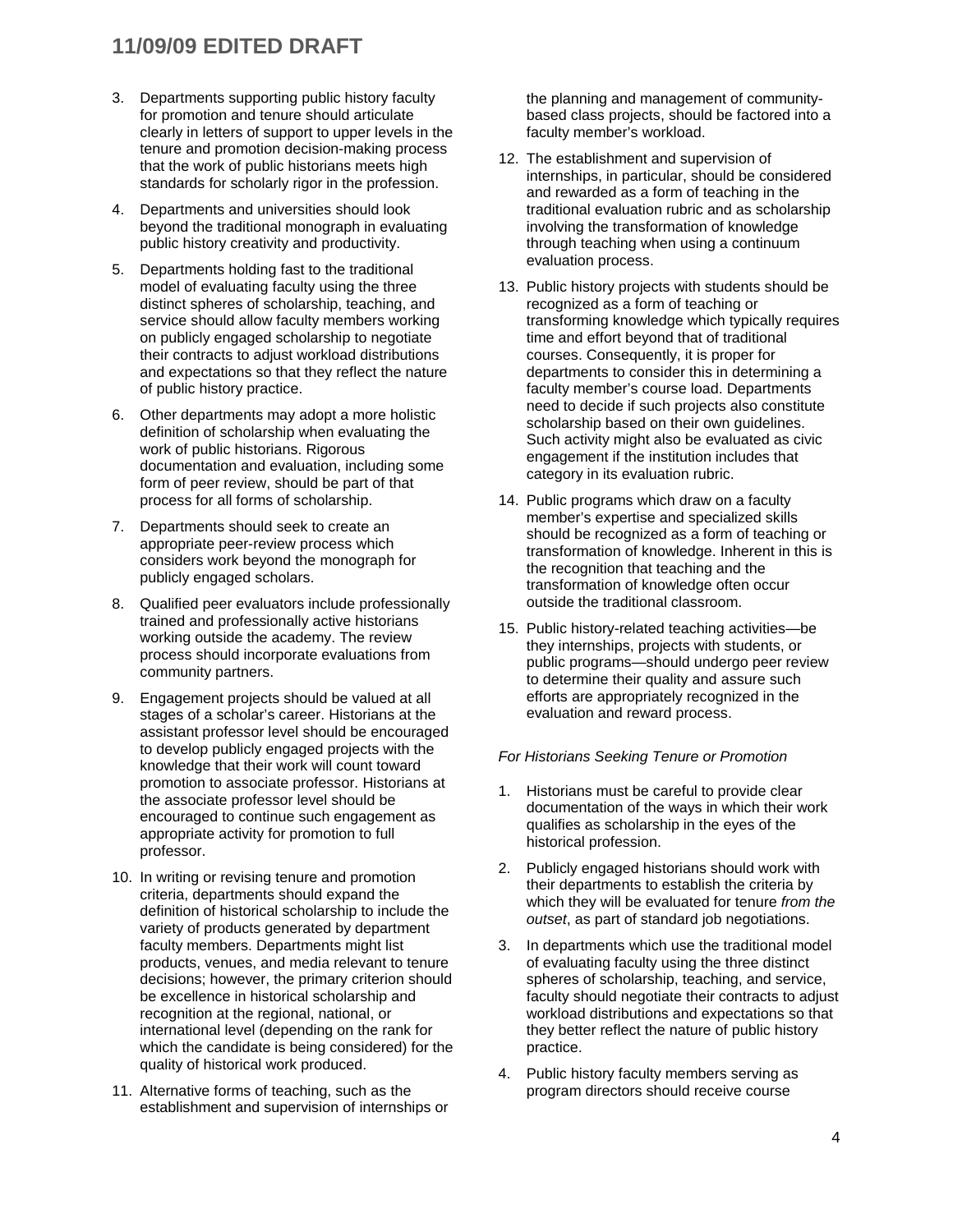3. Departments supporting public history faculty for promotion and tenure should articulate clearly in letters of support to upper levels in the tenure and promotion decision-making process that the work of public historians meets high standards for scholarly rigor in the profession.

4. Departments and universities should look beyond the traditional monograph in evaluating public history creativity and productivity.

5. Departments holding fast to the traditional model of evaluating faculty using the three distinct spheres of scholarship, teaching, and service should allow faculty members working on publicly engaged scholarship to negotiate their contracts to adjust workload distributions and expectations so that they reflect the nature of public history practice.

6. Other departments may adopt a more holistic definition of scholarship when evaluating the work of public historians. Rigorous documentation and evaluation, including some form of peer review, should be part of that process for all forms of scholarship.

7. Departments should seek to create an appropriate peer-review process which considers work beyond the monograph for publicly engaged scholars.

8. Qualified peer evaluators include professionally trained and professionally active historians working outside the academy. The review process should incorporate evaluations from community partners.

9. Engagement projects should be valued at all stages of a scholar's career. Historians at the assistant professor level should be encouraged to develop publicly engaged projects with the knowledge that their work will count toward promotion to associate professor. Historians at the associate professor level should be encouraged to continue such engagement as appropriate activity for promotion to full professor.

10. In writing or revising tenure and promotion criteria, departments should expand the definition of historical scholarship to include the variety of products generated by department faculty members. Departments might list products, venues, and media relevant to tenure decisions; however, the primary criterion should be excellence in historical scholarship and recognition at the regional, national, or international level (depending on the rank for which the candidate is being considered) for the quality of historical work produced.

11. Alternative forms of teaching, such as the establishment and supervision of internships or the planning and management of community-based class projects, should be factored into a faculty member's workload.

12. The establishment and supervision of internships, in particular, should be considered and rewarded as a form of teaching in the traditional evaluation rubric and as scholarship involving the transformation of knowledge through teaching when using a continuum evaluation process.

13. Public history projects with students should be recognized as a form of teaching or transforming knowledge which typically requires time and effort beyond that of traditional courses. Consequently, it is proper for departments to consider this in determining a faculty member's course load. Departments need to decide if such projects also constitute scholarship based on their own guidelines. Such activity might also be evaluated as civic engagement if the institution includes that category in its evaluation rubric.

14. Public programs which draw on a faculty member's expertise and specialized skills should be recognized as a form of teaching or transformation of knowledge. Inherent in this is the recognition that teaching and the transformation of knowledge often occur outside the traditional classroom.

15. Public history-related teaching activities—be they internships, projects with students, or public programs—should undergo peer review to determine their quality and assure such efforts are appropriately recognized in the evaluation and reward process.

*For Historians Seeking Tenure or Promotion*

1. Historians must be careful to provide clear documentation of the ways in which their work qualifies as scholarship in the eyes of the historical profession.

2. Publicly engaged historians should work with their departments to establish the criteria by which they will be evaluated for tenure *from the outset*, as part of standard job negotiations.

3. In departments which use the traditional model of evaluating faculty using the three distinct spheres of scholarship, teaching, and service, faculty should negotiate their contracts to adjust workload distributions and expectations so that they better reflect the nature of public history practice.

4. Public history faculty members serving as program directors should receive course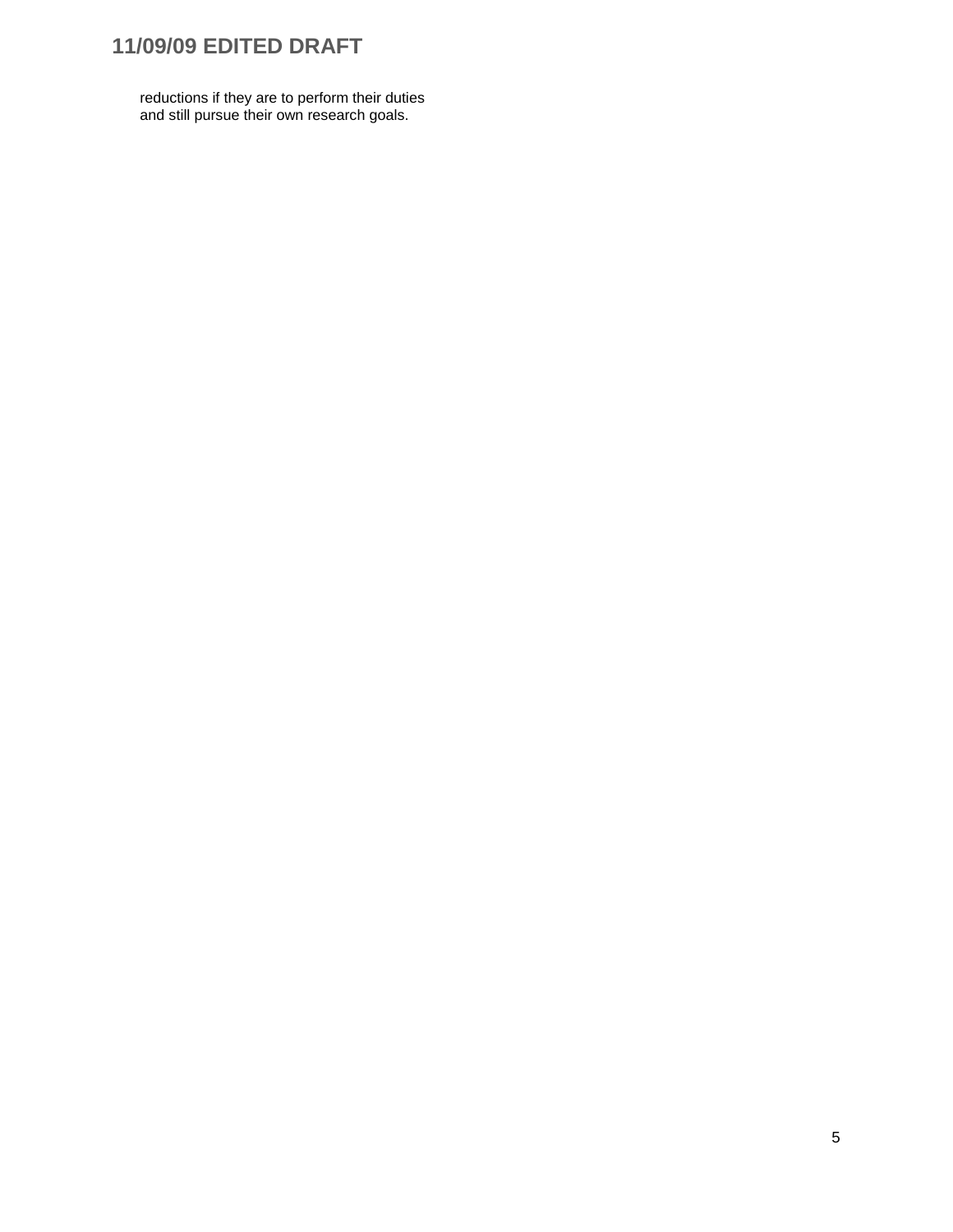reductions if they are to perform their duties and still pursue their own research goals.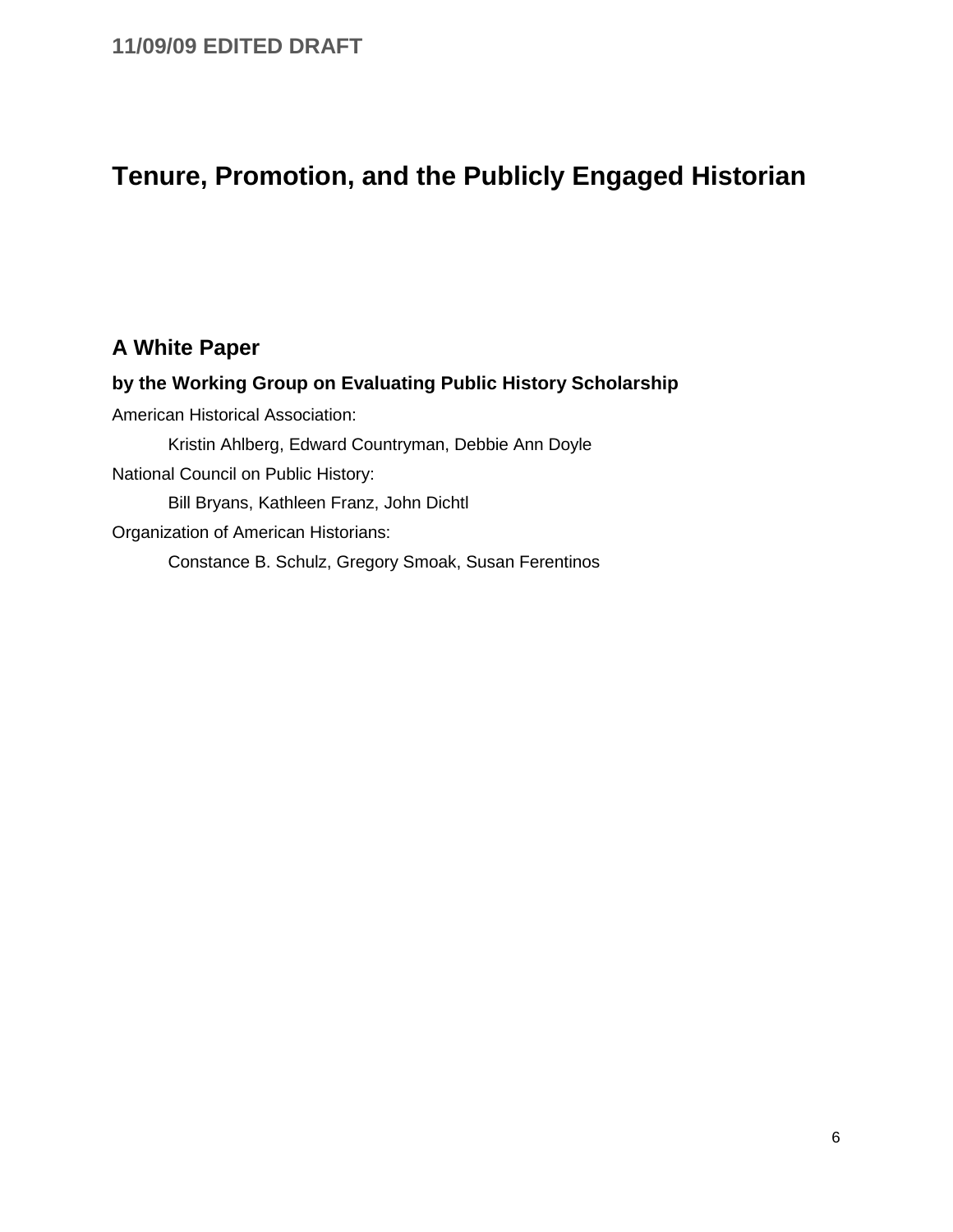11/09/09 EDITED DRAFT

# Tenure, Promotion, and the Publicly Engaged Historian

## A White Paper

### by the Working Group on Evaluating Public History Scholarship

American Historical Association:

Kristin Ahlberg, Edward Countryman, Debbie Ann Doyle

National Council on Public History:

Bill Bryans, Kathleen Franz, John Dichtl

Organization of American Historians:

Constance B. Schulz, Gregory Smoak, Susan Ferentinos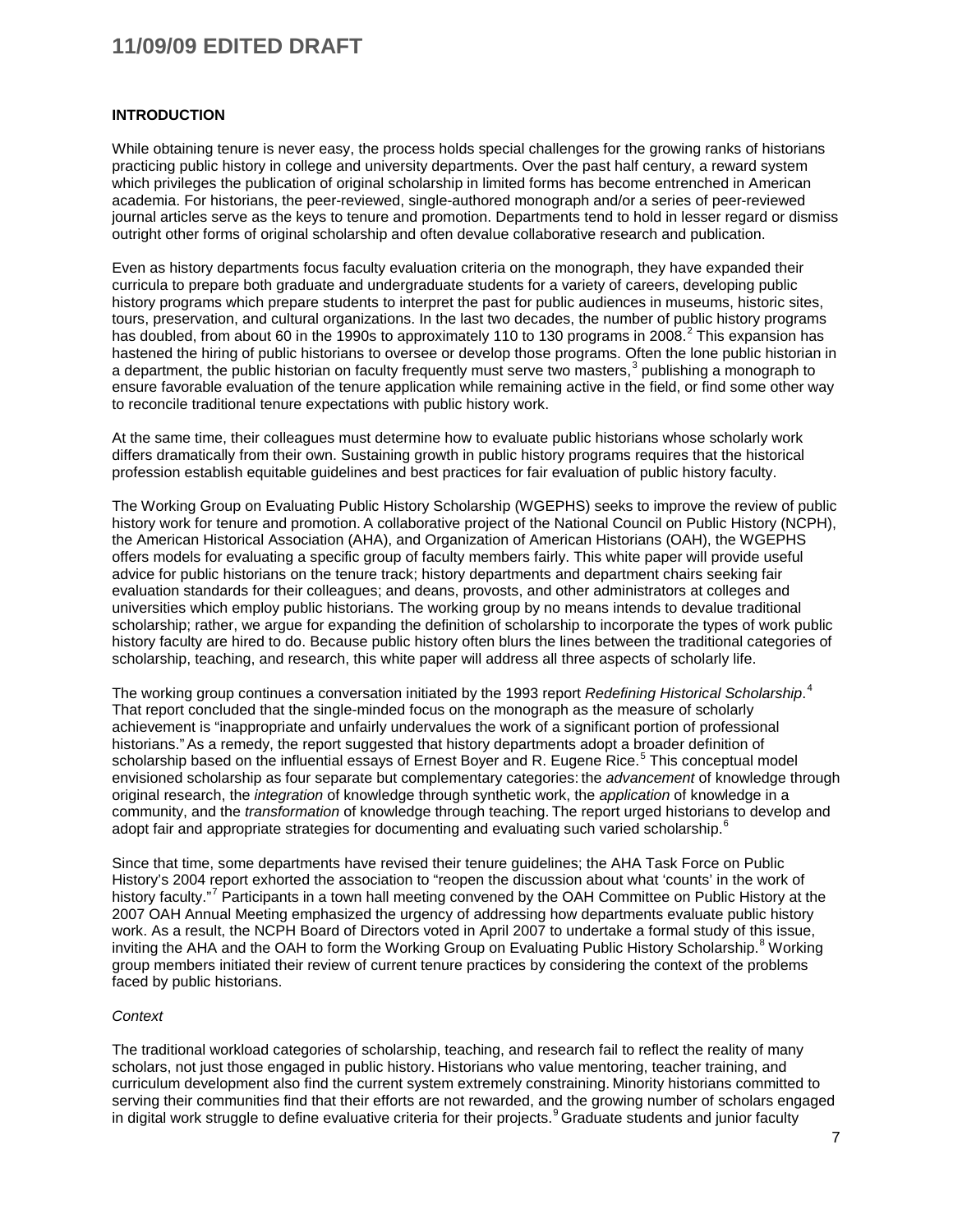## INTRODUCTION

While obtaining tenure is never easy, the process holds special challenges for the growing ranks of historians practicing public history in college and university departments. Over the past half century, a reward system which privileges the publication of original scholarship in limited forms has become entrenched in American academia. For historians, the peer-reviewed, single-authored monograph and/or a series of peer-reviewed journal articles serve as the keys to tenure and promotion. Departments tend to hold in lesser regard or dismiss outright other forms of original scholarship and often devalue collaborative research and publication.

Even as history departments focus faculty evaluation criteria on the monograph, they have expanded their curricula to prepare both graduate and undergraduate students for a variety of careers, developing public history programs which prepare students to interpret the past for public audiences in museums, historic sites, tours, preservation, and cultural organizations. In the last two decades, the number of public history programs has doubled, from about 60 in the 1990s to approximately 110 to 130 programs in 2008.[2] This expansion has hastened the hiring of public historians to oversee or develop those programs. Often the lone public historian in a department, the public historian on faculty frequently must serve two masters,[3] publishing a monograph to ensure favorable evaluation of the tenure application while remaining active in the field, or find some other way to reconcile traditional tenure expectations with public history work.

At the same time, their colleagues must determine how to evaluate public historians whose scholarly work differs dramatically from their own. Sustaining growth in public history programs requires that the historical profession establish equitable guidelines and best practices for fair evaluation of public history faculty.

The Working Group on Evaluating Public History Scholarship (WGEPHS) seeks to improve the review of public history work for tenure and promotion. A collaborative project of the National Council on Public History (NCPH), the American Historical Association (AHA), and Organization of American Historians (OAH), the WGEPHS offers models for evaluating a specific group of faculty members fairly. This white paper will provide useful advice for public historians on the tenure track; history departments and department chairs seeking fair evaluation standards for their colleagues; and deans, provosts, and other administrators at colleges and universities which employ public historians. The working group by no means intends to devalue traditional scholarship; rather, we argue for expanding the definition of scholarship to incorporate the types of work public history faculty are hired to do. Because public history often blurs the lines between the traditional categories of scholarship, teaching, and research, this white paper will address all three aspects of scholarly life.

The working group continues a conversation initiated by the 1993 report *Redefining Historical Scholarship*.[4] That report concluded that the single-minded focus on the monograph as the measure of scholarly achievement is "inappropriate and unfairly undervalues the work of a significant portion of professional historians." As a remedy, the report suggested that history departments adopt a broader definition of scholarship based on the influential essays of Ernest Boyer and R. Eugene Rice.[5] This conceptual model envisioned scholarship as four separate but complementary categories: the *advancement* of knowledge through original research, the *integration* of knowledge through synthetic work, the *application* of knowledge in a community, and the *transformation* of knowledge through teaching. The report urged historians to develop and adopt fair and appropriate strategies for documenting and evaluating such varied scholarship.[6]

Since that time, some departments have revised their tenure guidelines; the AHA Task Force on Public History's 2004 report exhorted the association to "reopen the discussion about what 'counts' in the work of history faculty."[7] Participants in a town hall meeting convened by the OAH Committee on Public History at the 2007 OAH Annual Meeting emphasized the urgency of addressing how departments evaluate public history work. As a result, the NCPH Board of Directors voted in April 2007 to undertake a formal study of this issue, inviting the AHA and the OAH to form the Working Group on Evaluating Public History Scholarship.[8] Working group members initiated their review of current tenure practices by considering the context of the problems faced by public historians.

*Context*

The traditional workload categories of scholarship, teaching, and research fail to reflect the reality of many scholars, not just those engaged in public history. Historians who value mentoring, teacher training, and curriculum development also find the current system extremely constraining. Minority historians committed to serving their communities find that their efforts are not rewarded, and the growing number of scholars engaged in digital work struggle to define evaluative criteria for their projects.[9] Graduate students and junior faculty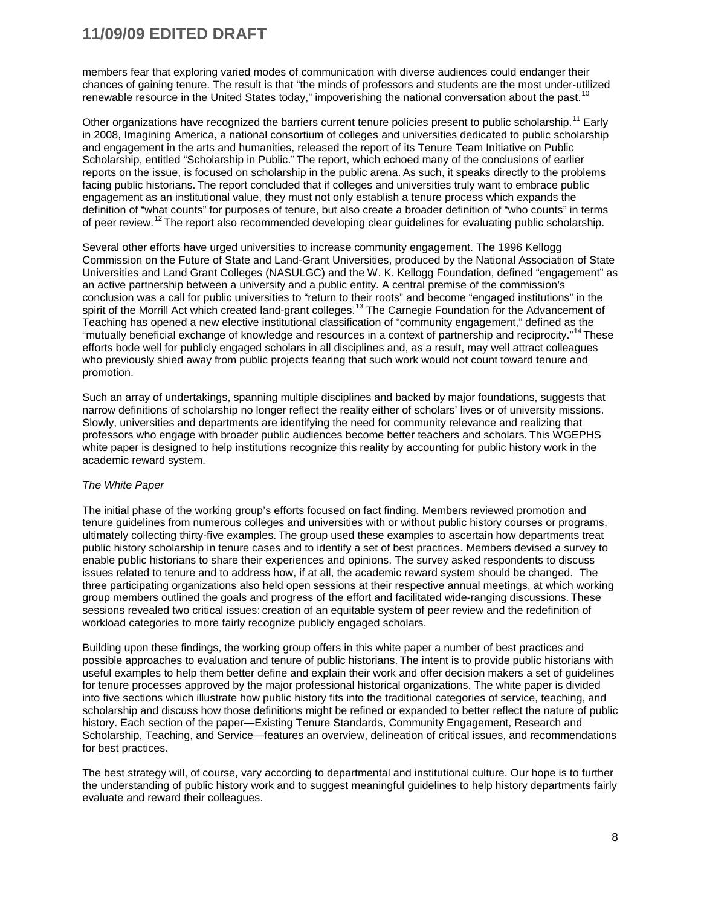members fear that exploring varied modes of communication with diverse audiences could endanger their chances of gaining tenure. The result is that "the minds of professors and students are the most under-utilized renewable resource in the United States today," impoverishing the national conversation about the past.[10]

Other organizations have recognized the barriers current tenure policies present to public scholarship.[11] Early in 2008, Imagining America, a national consortium of colleges and universities dedicated to public scholarship and engagement in the arts and humanities, released the report of its Tenure Team Initiative on Public Scholarship, entitled "Scholarship in Public." The report, which echoed many of the conclusions of earlier reports on the issue, is focused on scholarship in the public arena. As such, it speaks directly to the problems facing public historians. The report concluded that if colleges and universities truly want to embrace public engagement as an institutional value, they must not only establish a tenure process which expands the definition of "what counts" for purposes of tenure, but also create a broader definition of "who counts" in terms of peer review.[12] The report also recommended developing clear guidelines for evaluating public scholarship.

Several other efforts have urged universities to increase community engagement. The 1996 Kellogg Commission on the Future of State and Land-Grant Universities, produced by the National Association of State Universities and Land Grant Colleges (NASULGC) and the W. K. Kellogg Foundation, defined "engagement" as an active partnership between a university and a public entity. A central premise of the commission's conclusion was a call for public universities to "return to their roots" and become "engaged institutions" in the spirit of the Morrill Act which created land-grant colleges.[13] The Carnegie Foundation for the Advancement of Teaching has opened a new elective institutional classification of "community engagement," defined as the "mutually beneficial exchange of knowledge and resources in a context of partnership and reciprocity."[14] These efforts bode well for publicly engaged scholars in all disciplines and, as a result, may well attract colleagues who previously shied away from public projects fearing that such work would not count toward tenure and promotion.

Such an array of undertakings, spanning multiple disciplines and backed by major foundations, suggests that narrow definitions of scholarship no longer reflect the reality either of scholars' lives or of university missions. Slowly, universities and departments are identifying the need for community relevance and realizing that professors who engage with broader public audiences become better teachers and scholars. This WGEPHS white paper is designed to help institutions recognize this reality by accounting for public history work in the academic reward system.

*The White Paper*

The initial phase of the working group's efforts focused on fact finding. Members reviewed promotion and tenure guidelines from numerous colleges and universities with or without public history courses or programs, ultimately collecting thirty-five examples. The group used these examples to ascertain how departments treat public history scholarship in tenure cases and to identify a set of best practices. Members devised a survey to enable public historians to share their experiences and opinions. The survey asked respondents to discuss issues related to tenure and to address how, if at all, the academic reward system should be changed. The three participating organizations also held open sessions at their respective annual meetings, at which working group members outlined the goals and progress of the effort and facilitated wide-ranging discussions. These sessions revealed two critical issues: creation of an equitable system of peer review and the redefinition of workload categories to more fairly recognize publicly engaged scholars.

Building upon these findings, the working group offers in this white paper a number of best practices and possible approaches to evaluation and tenure of public historians. The intent is to provide public historians with useful examples to help them better define and explain their work and offer decision makers a set of guidelines for tenure processes approved by the major professional historical organizations. The white paper is divided into five sections which illustrate how public history fits into the traditional categories of service, teaching, and scholarship and discuss how those definitions might be refined or expanded to better reflect the nature of public history. Each section of the paper—Existing Tenure Standards, Community Engagement, Research and Scholarship, Teaching, and Service—features an overview, delineation of critical issues, and recommendations for best practices.

The best strategy will, of course, vary according to departmental and institutional culture. Our hope is to further the understanding of public history work and to suggest meaningful guidelines to help history departments fairly evaluate and reward their colleagues.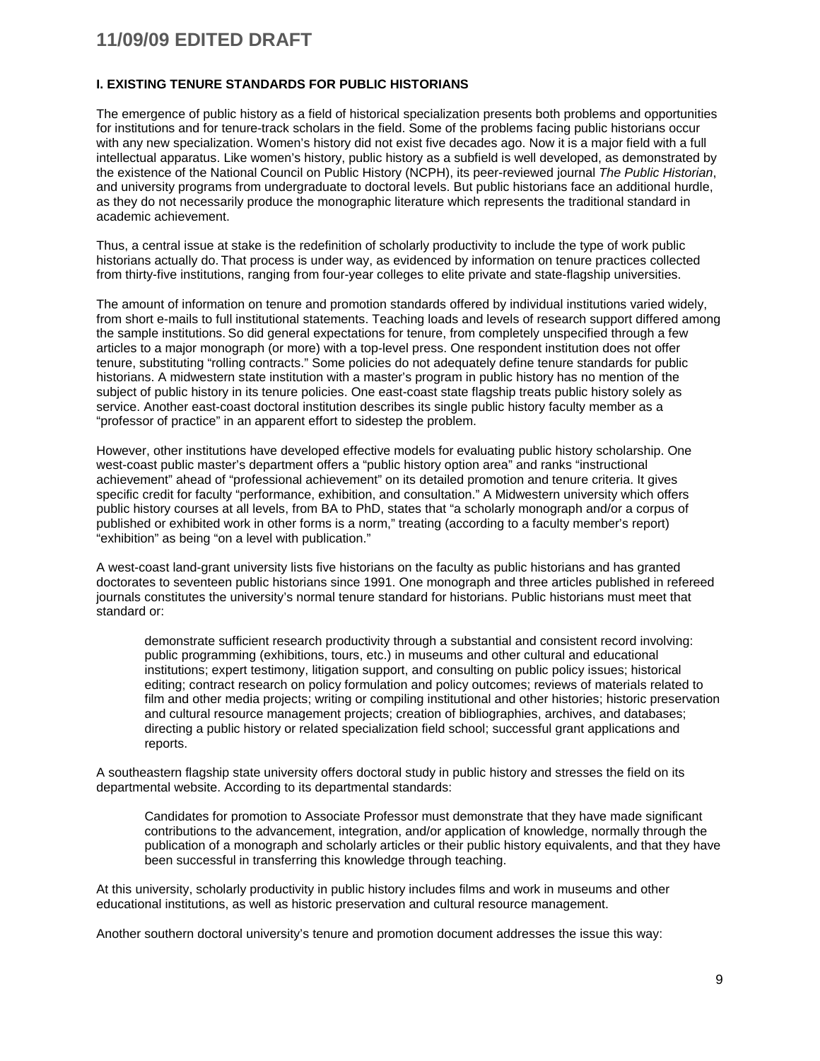### I. EXISTING TENURE STANDARDS FOR PUBLIC HISTORIANS

The emergence of public history as a field of historical specialization presents both problems and opportunities for institutions and for tenure-track scholars in the field. Some of the problems facing public historians occur with any new specialization. Women's history did not exist five decades ago. Now it is a major field with a full intellectual apparatus. Like women's history, public history as a subfield is well developed, as demonstrated by the existence of the National Council on Public History (NCPH), its peer-reviewed journal *The Public Historian*, and university programs from undergraduate to doctoral levels. But public historians face an additional hurdle, as they do not necessarily produce the monographic literature which represents the traditional standard in academic achievement.

Thus, a central issue at stake is the redefinition of scholarly productivity to include the type of work public historians actually do. That process is under way, as evidenced by information on tenure practices collected from thirty-five institutions, ranging from four-year colleges to elite private and state-flagship universities.

The amount of information on tenure and promotion standards offered by individual institutions varied widely, from short e-mails to full institutional statements. Teaching loads and levels of research support differed among the sample institutions. So did general expectations for tenure, from completely unspecified through a few articles to a major monograph (or more) with a top-level press. One respondent institution does not offer tenure, substituting "rolling contracts." Some policies do not adequately define tenure standards for public historians. A midwestern state institution with a master's program in public history has no mention of the subject of public history in its tenure policies. One east-coast state flagship treats public history solely as service. Another east-coast doctoral institution describes its single public history faculty member as a "professor of practice" in an apparent effort to sidestep the problem.

However, other institutions have developed effective models for evaluating public history scholarship. One west-coast public master's department offers a "public history option area" and ranks "instructional achievement" ahead of "professional achievement" on its detailed promotion and tenure criteria. It gives specific credit for faculty "performance, exhibition, and consultation." A Midwestern university which offers public history courses at all levels, from BA to PhD, states that "a scholarly monograph and/or a corpus of published or exhibited work in other forms is a norm," treating (according to a faculty member's report) "exhibition" as being "on a level with publication."

A west-coast land-grant university lists five historians on the faculty as public historians and has granted doctorates to seventeen public historians since 1991. One monograph and three articles published in refereed journals constitutes the university's normal tenure standard for historians. Public historians must meet that standard or:

> demonstrate sufficient research productivity through a substantial and consistent record involving: public programming (exhibitions, tours, etc.) in museums and other cultural and educational institutions; expert testimony, litigation support, and consulting on public policy issues; historical editing; contract research on policy formulation and policy outcomes; reviews of materials related to film and other media projects; writing or compiling institutional and other histories; historic preservation and cultural resource management projects; creation of bibliographies, archives, and databases; directing a public history or related specialization field school; successful grant applications and reports.

A southeastern flagship state university offers doctoral study in public history and stresses the field on its departmental website. According to its departmental standards:

> Candidates for promotion to Associate Professor must demonstrate that they have made significant contributions to the advancement, integration, and/or application of knowledge, normally through the publication of a monograph and scholarly articles or their public history equivalents, and that they have been successful in transferring this knowledge through teaching.

At this university, scholarly productivity in public history includes films and work in museums and other educational institutions, as well as historic preservation and cultural resource management.

Another southern doctoral university's tenure and promotion document addresses the issue this way: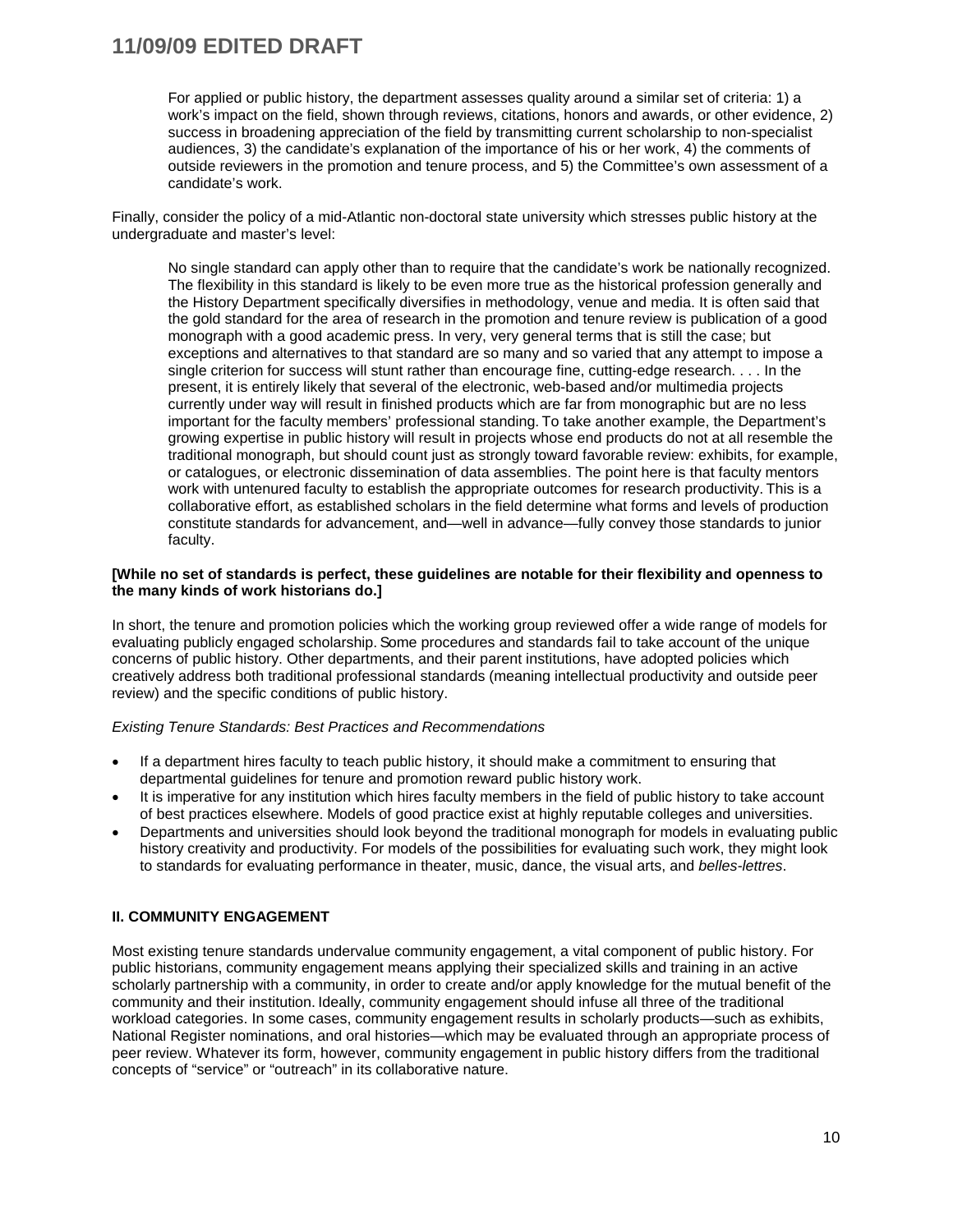For applied or public history, the department assesses quality around a similar set of criteria: 1) a work's impact on the field, shown through reviews, citations, honors and awards, or other evidence, 2) success in broadening appreciation of the field by transmitting current scholarship to non-specialist audiences, 3) the candidate's explanation of the importance of his or her work, 4) the comments of outside reviewers in the promotion and tenure process, and 5) the Committee's own assessment of a candidate's work.

Finally, consider the policy of a mid-Atlantic non-doctoral state university which stresses public history at the undergraduate and master's level:

> No single standard can apply other than to require that the candidate's work be nationally recognized. The flexibility in this standard is likely to be even more true as the historical profession generally and the History Department specifically diversifies in methodology, venue and media. It is often said that the gold standard for the area of research in the promotion and tenure review is publication of a good monograph with a good academic press. In very, very general terms that is still the case; but exceptions and alternatives to that standard are so many and so varied that any attempt to impose a single criterion for success will stunt rather than encourage fine, cutting-edge research. . . . In the present, it is entirely likely that several of the electronic, web-based and/or multimedia projects currently under way will result in finished products which are far from monographic but are no less important for the faculty members' professional standing. To take another example, the Department's growing expertise in public history will result in projects whose end products do not at all resemble the traditional monograph, but should count just as strongly toward favorable review: exhibits, for example, or catalogues, or electronic dissemination of data assemblies. The point here is that faculty mentors work with untenured faculty to establish the appropriate outcomes for research productivity. This is a collaborative effort, as established scholars in the field determine what forms and levels of production constitute standards for advancement, and—well in advance—fully convey those standards to junior faculty.

**[While no set of standards is perfect, these guidelines are notable for their flexibility and openness to the many kinds of work historians do.]**

In short, the tenure and promotion policies which the working group reviewed offer a wide range of models for evaluating publicly engaged scholarship. Some procedures and standards fail to take account of the unique concerns of public history. Other departments, and their parent institutions, have adopted policies which creatively address both traditional professional standards (meaning intellectual productivity and outside peer review) and the specific conditions of public history.

*Existing Tenure Standards: Best Practices and Recommendations*

- If a department hires faculty to teach public history, it should make a commitment to ensuring that departmental guidelines for tenure and promotion reward public history work.
- It is imperative for any institution which hires faculty members in the field of public history to take account of best practices elsewhere. Models of good practice exist at highly reputable colleges and universities.
- Departments and universities should look beyond the traditional monograph for models in evaluating public history creativity and productivity. For models of the possibilities for evaluating such work, they might look to standards for evaluating performance in theater, music, dance, the visual arts, and *belles-lettres*.

## II. COMMUNITY ENGAGEMENT

Most existing tenure standards undervalue community engagement, a vital component of public history. For public historians, community engagement means applying their specialized skills and training in an active scholarly partnership with a community, in order to create and/or apply knowledge for the mutual benefit of the community and their institution. Ideally, community engagement should infuse all three of the traditional workload categories. In some cases, community engagement results in scholarly products—such as exhibits, National Register nominations, and oral histories—which may be evaluated through an appropriate process of peer review. Whatever its form, however, community engagement in public history differs from the traditional concepts of "service" or "outreach" in its collaborative nature.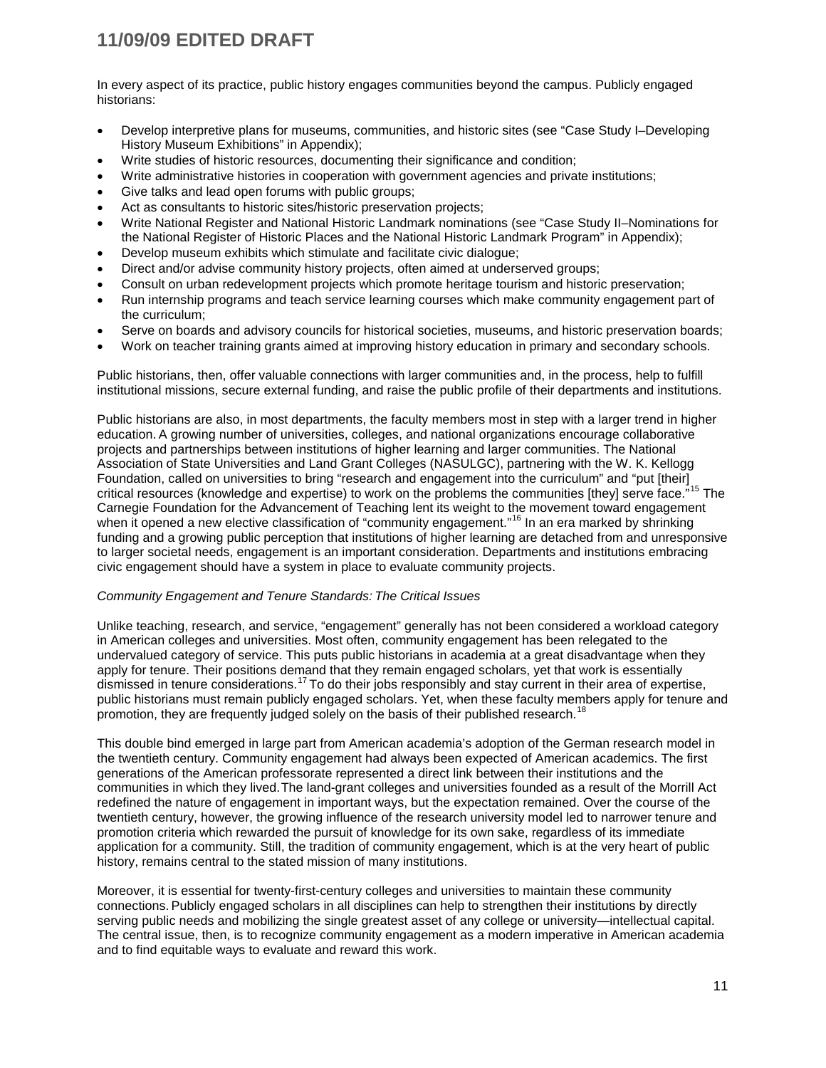In every aspect of its practice, public history engages communities beyond the campus. Publicly engaged historians:

- Develop interpretive plans for museums, communities, and historic sites (see "Case Study I–Developing History Museum Exhibitions" in Appendix);
- Write studies of historic resources, documenting their significance and condition;
- Write administrative histories in cooperation with government agencies and private institutions;
- Give talks and lead open forums with public groups;
- Act as consultants to historic sites/historic preservation projects;
- Write National Register and National Historic Landmark nominations (see "Case Study II–Nominations for the National Register of Historic Places and the National Historic Landmark Program" in Appendix);
- Develop museum exhibits which stimulate and facilitate civic dialogue;
- Direct and/or advise community history projects, often aimed at underserved groups;
- Consult on urban redevelopment projects which promote heritage tourism and historic preservation;
- Run internship programs and teach service learning courses which make community engagement part of the curriculum;
- Serve on boards and advisory councils for historical societies, museums, and historic preservation boards;
- Work on teacher training grants aimed at improving history education in primary and secondary schools.

Public historians, then, offer valuable connections with larger communities and, in the process, help to fulfill institutional missions, secure external funding, and raise the public profile of their departments and institutions.

Public historians are also, in most departments, the faculty members most in step with a larger trend in higher education. A growing number of universities, colleges, and national organizations encourage collaborative projects and partnerships between institutions of higher learning and larger communities. The National Association of State Universities and Land Grant Colleges (NASULGC), partnering with the W. K. Kellogg Foundation, called on universities to bring "research and engagement into the curriculum" and "put [their] critical resources (knowledge and expertise) to work on the problems the communities [they] serve face."[15] The Carnegie Foundation for the Advancement of Teaching lent its weight to the movement toward engagement when it opened a new elective classification of "community engagement."[16] In an era marked by shrinking funding and a growing public perception that institutions of higher learning are detached from and unresponsive to larger societal needs, engagement is an important consideration. Departments and institutions embracing civic engagement should have a system in place to evaluate community projects.

*Community Engagement and Tenure Standards: The Critical Issues*

Unlike teaching, research, and service, "engagement" generally has not been considered a workload category in American colleges and universities. Most often, community engagement has been relegated to the undervalued category of service. This puts public historians in academia at a great disadvantage when they apply for tenure. Their positions demand that they remain engaged scholars, yet that work is essentially dismissed in tenure considerations.[17] To do their jobs responsibly and stay current in their area of expertise, public historians must remain publicly engaged scholars. Yet, when these faculty members apply for tenure and promotion, they are frequently judged solely on the basis of their published research.[18]

This double bind emerged in large part from American academia's adoption of the German research model in the twentieth century. Community engagement had always been expected of American academics. The first generations of the American professorate represented a direct link between their institutions and the communities in which they lived. The land-grant colleges and universities founded as a result of the Morrill Act redefined the nature of engagement in important ways, but the expectation remained. Over the course of the twentieth century, however, the growing influence of the research university model led to narrower tenure and promotion criteria which rewarded the pursuit of knowledge for its own sake, regardless of its immediate application for a community. Still, the tradition of community engagement, which is at the very heart of public history, remains central to the stated mission of many institutions.

Moreover, it is essential for twenty-first-century colleges and universities to maintain these community connections. Publicly engaged scholars in all disciplines can help to strengthen their institutions by directly serving public needs and mobilizing the single greatest asset of any college or university—intellectual capital. The central issue, then, is to recognize community engagement as a modern imperative in American academia and to find equitable ways to evaluate and reward this work.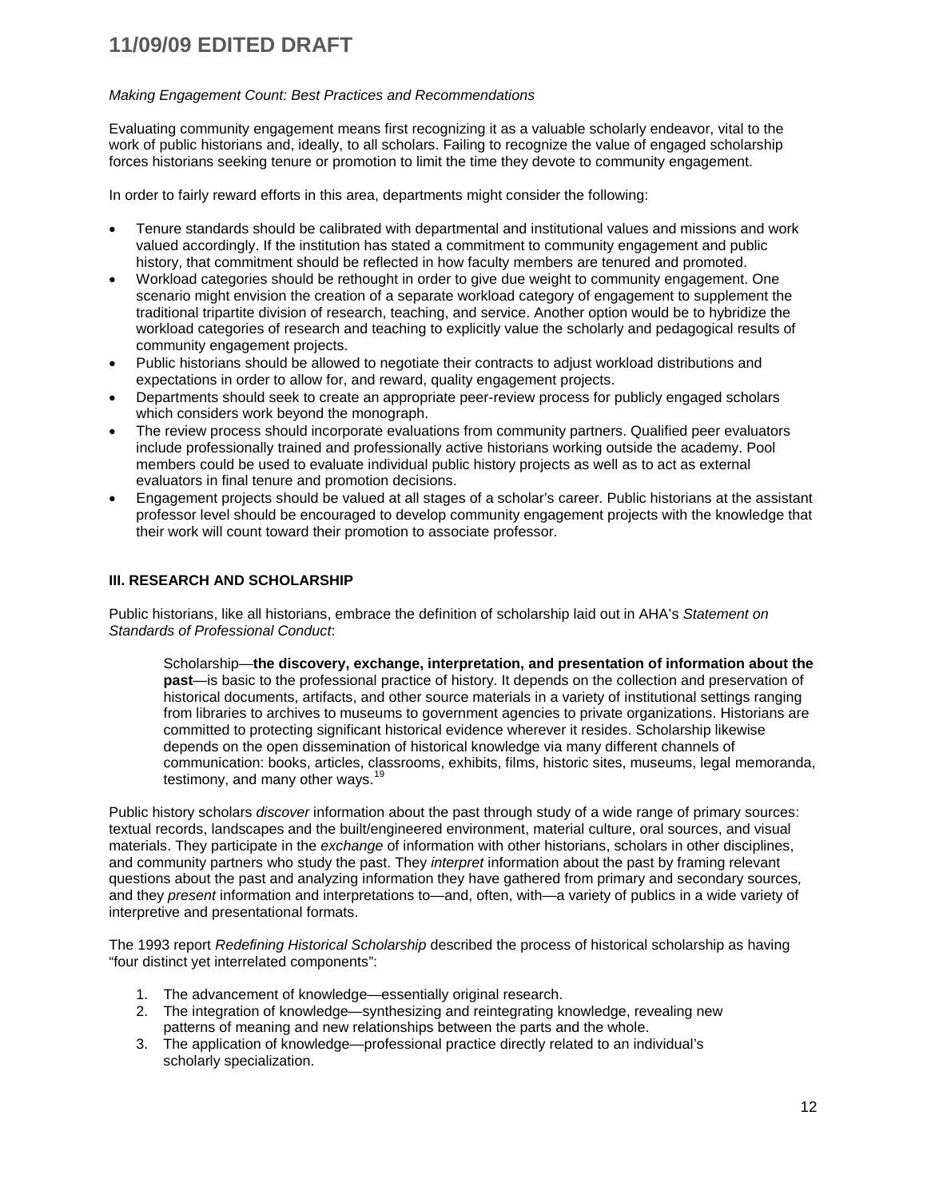*Making Engagement Count: Best Practices and Recommendations*

Evaluating community engagement means first recognizing it as a valuable scholarly endeavor, vital to the work of public historians and, ideally, to all scholars. Failing to recognize the value of engaged scholarship forces historians seeking tenure or promotion to limit the time they devote to community engagement.

In order to fairly reward efforts in this area, departments might consider the following:

- Tenure standards should be calibrated with departmental and institutional values and missions and work valued accordingly. If the institution has stated a commitment to community engagement and public history, that commitment should be reflected in how faculty members are tenured and promoted.
- Workload categories should be rethought in order to give due weight to community engagement. One scenario might envision the creation of a separate workload category of engagement to supplement the traditional tripartite division of research, teaching, and service. Another option would be to hybridize the workload categories of research and teaching to explicitly value the scholarly and pedagogical results of community engagement projects.
- Public historians should be allowed to negotiate their contracts to adjust workload distributions and expectations in order to allow for, and reward, quality engagement projects.
- Departments should seek to create an appropriate peer-review process for publicly engaged scholars which considers work beyond the monograph.
- The review process should incorporate evaluations from community partners. Qualified peer evaluators include professionally trained and professionally active historians working outside the academy. Pool members could be used to evaluate individual public history projects as well as to act as external evaluators in final tenure and promotion decisions.
- Engagement projects should be valued at all stages of a scholar's career. Public historians at the assistant professor level should be encouraged to develop community engagement projects with the knowledge that their work will count toward their promotion to associate professor.

## III. RESEARCH AND SCHOLARSHIP

Public historians, like all historians, embrace the definition of scholarship laid out in AHA's *Statement on Standards of Professional Conduct*:

> Scholarship—**the discovery, exchange, interpretation, and presentation of information about the past**—is basic to the professional practice of history. It depends on the collection and preservation of historical documents, artifacts, and other source materials in a variety of institutional settings ranging from libraries to archives to museums to government agencies to private organizations. Historians are committed to protecting significant historical evidence wherever it resides. Scholarship likewise depends on the open dissemination of historical knowledge via many different channels of communication: books, articles, classrooms, exhibits, films, historic sites, museums, legal memoranda, testimony, and many other ways.[19]

Public history scholars *discover* information about the past through study of a wide range of primary sources: textual records, landscapes and the built/engineered environment, material culture, oral sources, and visual materials. They participate in the *exchange* of information with other historians, scholars in other disciplines, and community partners who study the past. They *interpret* information about the past by framing relevant questions about the past and analyzing information they have gathered from primary and secondary sources, and they *present* information and interpretations to—and, often, with—a variety of publics in a wide variety of interpretive and presentational formats.

The 1993 report *Redefining Historical Scholarship* described the process of historical scholarship as having "four distinct yet interrelated components":

1. The advancement of knowledge—essentially original research.
2. The integration of knowledge—synthesizing and reintegrating knowledge, revealing new patterns of meaning and new relationships between the parts and the whole.
3. The application of knowledge—professional practice directly related to an individual's scholarly specialization.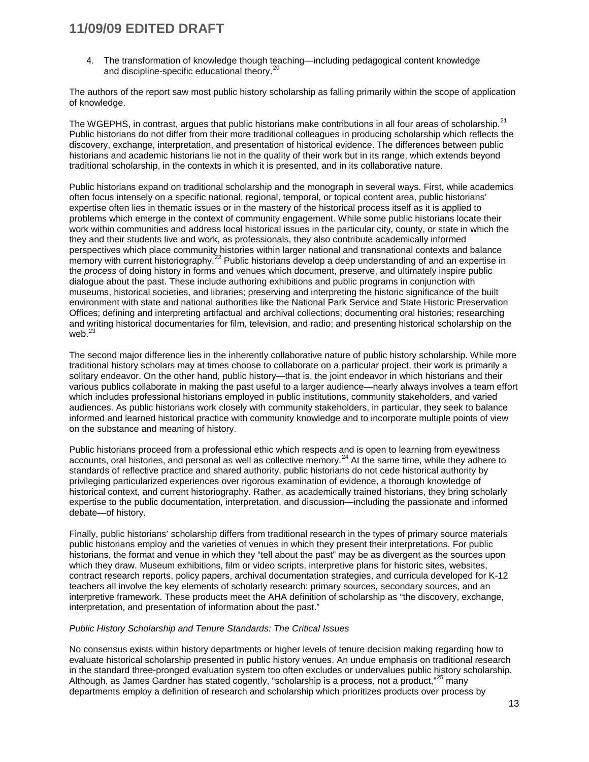4. The transformation of knowledge though teaching—including pedagogical content knowledge and discipline-specific educational theory.[20]

The authors of the report saw most public history scholarship as falling primarily within the scope of application of knowledge.

The WGEPHS, in contrast, argues that public historians make contributions in all four areas of scholarship.[21] Public historians do not differ from their more traditional colleagues in producing scholarship which reflects the discovery, exchange, interpretation, and presentation of historical evidence. The differences between public historians and academic historians lie not in the quality of their work but in its range, which extends beyond traditional scholarship, in the contexts in which it is presented, and in its collaborative nature.

Public historians expand on traditional scholarship and the monograph in several ways. First, while academics often focus intensely on a specific national, regional, temporal, or topical content area, public historians' expertise often lies in thematic issues or in the mastery of the historical process itself as it is applied to problems which emerge in the context of community engagement. While some public historians locate their work within communities and address local historical issues in the particular city, county, or state in which the they and their students live and work, as professionals, they also contribute academically informed perspectives which place community histories within larger national and transnational contexts and balance memory with current historiography.[22] Public historians develop a deep understanding of and an expertise in the *process* of doing history in forms and venues which document, preserve, and ultimately inspire public dialogue about the past. These include authoring exhibitions and public programs in conjunction with museums, historical societies, and libraries; preserving and interpreting the historic significance of the built environment with state and national authorities like the National Park Service and State Historic Preservation Offices; defining and interpreting artifactual and archival collections; documenting oral histories; researching and writing historical documentaries for film, television, and radio; and presenting historical scholarship on the web.[23]

The second major difference lies in the inherently collaborative nature of public history scholarship. While more traditional history scholars may at times choose to collaborate on a particular project, their work is primarily a solitary endeavor. On the other hand, public history—that is, the joint endeavor in which historians and their various publics collaborate in making the past useful to a larger audience—nearly always involves a team effort which includes professional historians employed in public institutions, community stakeholders, and varied audiences. As public historians work closely with community stakeholders, in particular, they seek to balance informed and learned historical practice with community knowledge and to incorporate multiple points of view on the substance and meaning of history.

Public historians proceed from a professional ethic which respects and is open to learning from eyewitness accounts, oral histories, and personal as well as collective memory.[24] At the same time, while they adhere to standards of reflective practice and shared authority, public historians do not cede historical authority by privileging particularized experiences over rigorous examination of evidence, a thorough knowledge of historical context, and current historiography. Rather, as academically trained historians, they bring scholarly expertise to the public documentation, interpretation, and discussion—including the passionate and informed debate—of history.

Finally, public historians' scholarship differs from traditional research in the types of primary source materials public historians employ and the varieties of venues in which they present their interpretations. For public historians, the format and venue in which they "tell about the past" may be as divergent as the sources upon which they draw. Museum exhibitions, film or video scripts, interpretive plans for historic sites, websites, contract research reports, policy papers, archival documentation strategies, and curricula developed for K-12 teachers all involve the key elements of scholarly research: primary sources, secondary sources, and an interpretive framework. These products meet the AHA definition of scholarship as "the discovery, exchange, interpretation, and presentation of information about the past."

*Public History Scholarship and Tenure Standards: The Critical Issues*

No consensus exists within history departments or higher levels of tenure decision making regarding how to evaluate historical scholarship presented in public history venues. An undue emphasis on traditional research in the standard three-pronged evaluation system too often excludes or undervalues public history scholarship. Although, as James Gardner has stated cogently, "scholarship is a process, not a product,"[25] many departments employ a definition of research and scholarship which prioritizes products over process by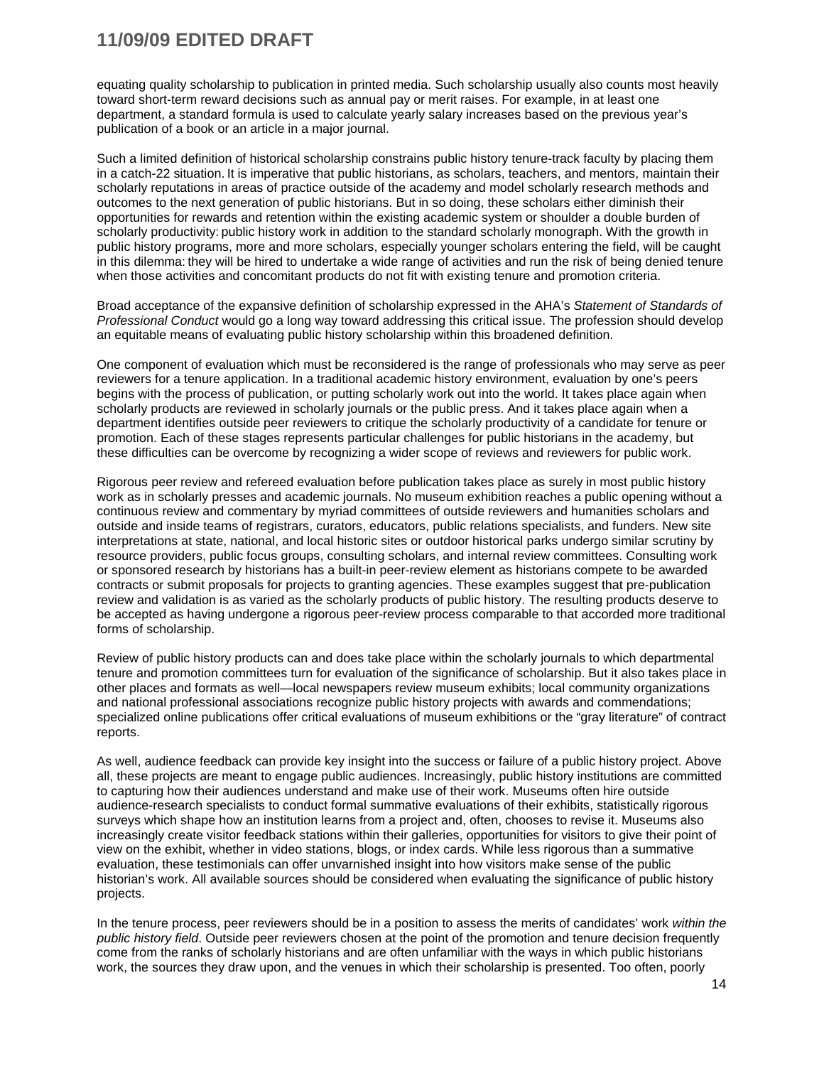equating quality scholarship to publication in printed media. Such scholarship usually also counts most heavily toward short-term reward decisions such as annual pay or merit raises. For example, in at least one department, a standard formula is used to calculate yearly salary increases based on the previous year's publication of a book or an article in a major journal.

Such a limited definition of historical scholarship constrains public history tenure-track faculty by placing them in a catch-22 situation. It is imperative that public historians, as scholars, teachers, and mentors, maintain their scholarly reputations in areas of practice outside of the academy and model scholarly research methods and outcomes to the next generation of public historians. But in so doing, these scholars either diminish their opportunities for rewards and retention within the existing academic system or shoulder a double burden of scholarly productivity: public history work in addition to the standard scholarly monograph. With the growth in public history programs, more and more scholars, especially younger scholars entering the field, will be caught in this dilemma: they will be hired to undertake a wide range of activities and run the risk of being denied tenure when those activities and concomitant products do not fit with existing tenure and promotion criteria.

Broad acceptance of the expansive definition of scholarship expressed in the AHA's *Statement of Standards of Professional Conduct* would go a long way toward addressing this critical issue. The profession should develop an equitable means of evaluating public history scholarship within this broadened definition.

One component of evaluation which must be reconsidered is the range of professionals who may serve as peer reviewers for a tenure application. In a traditional academic history environment, evaluation by one's peers begins with the process of publication, or putting scholarly work out into the world. It takes place again when scholarly products are reviewed in scholarly journals or the public press. And it takes place again when a department identifies outside peer reviewers to critique the scholarly productivity of a candidate for tenure or promotion. Each of these stages represents particular challenges for public historians in the academy, but these difficulties can be overcome by recognizing a wider scope of reviews and reviewers for public work.

Rigorous peer review and refereed evaluation before publication takes place as surely in most public history work as in scholarly presses and academic journals. No museum exhibition reaches a public opening without a continuous review and commentary by myriad committees of outside reviewers and humanities scholars and outside and inside teams of registrars, curators, educators, public relations specialists, and funders. New site interpretations at state, national, and local historic sites or outdoor historical parks undergo similar scrutiny by resource providers, public focus groups, consulting scholars, and internal review committees. Consulting work or sponsored research by historians has a built-in peer-review element as historians compete to be awarded contracts or submit proposals for projects to granting agencies. These examples suggest that pre-publication review and validation is as varied as the scholarly products of public history. The resulting products deserve to be accepted as having undergone a rigorous peer-review process comparable to that accorded more traditional forms of scholarship.

Review of public history products can and does take place within the scholarly journals to which departmental tenure and promotion committees turn for evaluation of the significance of scholarship. But it also takes place in other places and formats as well—local newspapers review museum exhibits; local community organizations and national professional associations recognize public history projects with awards and commendations; specialized online publications offer critical evaluations of museum exhibitions or the "gray literature" of contract reports.

As well, audience feedback can provide key insight into the success or failure of a public history project. Above all, these projects are meant to engage public audiences. Increasingly, public history institutions are committed to capturing how their audiences understand and make use of their work. Museums often hire outside audience-research specialists to conduct formal summative evaluations of their exhibits, statistically rigorous surveys which shape how an institution learns from a project and, often, chooses to revise it. Museums also increasingly create visitor feedback stations within their galleries, opportunities for visitors to give their point of view on the exhibit, whether in video stations, blogs, or index cards. While less rigorous than a summative evaluation, these testimonials can offer unvarnished insight into how visitors make sense of the public historian's work. All available sources should be considered when evaluating the significance of public history projects.

In the tenure process, peer reviewers should be in a position to assess the merits of candidates' work *within the public history field*. Outside peer reviewers chosen at the point of the promotion and tenure decision frequently come from the ranks of scholarly historians and are often unfamiliar with the ways in which public historians work, the sources they draw upon, and the venues in which their scholarship is presented. Too often, poorly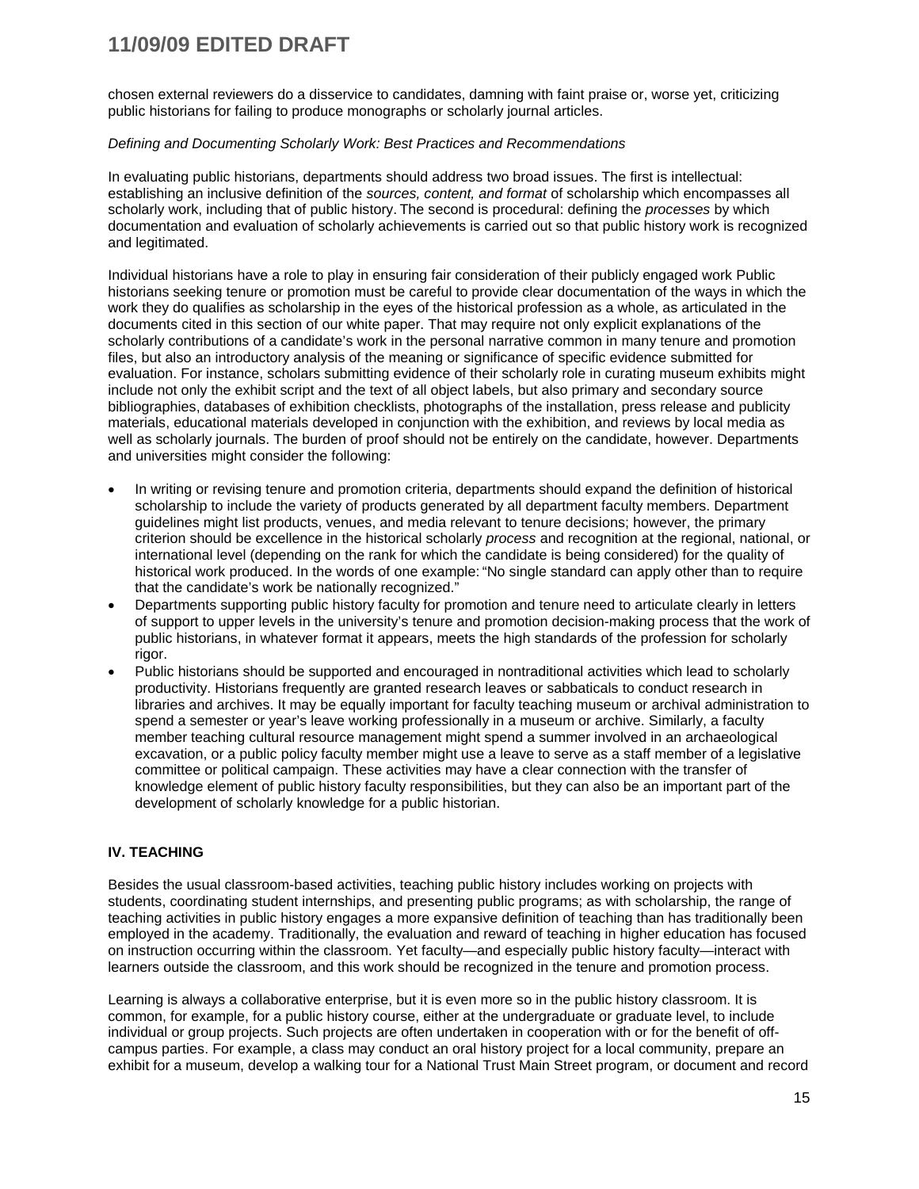chosen external reviewers do a disservice to candidates, damning with faint praise or, worse yet, criticizing public historians for failing to produce monographs or scholarly journal articles.

*Defining and Documenting Scholarly Work: Best Practices and Recommendations*

In evaluating public historians, departments should address two broad issues. The first is intellectual: establishing an inclusive definition of the *sources, content, and format* of scholarship which encompasses all scholarly work, including that of public history. The second is procedural: defining the *processes* by which documentation and evaluation of scholarly achievements is carried out so that public history work is recognized and legitimated.

Individual historians have a role to play in ensuring fair consideration of their publicly engaged work Public historians seeking tenure or promotion must be careful to provide clear documentation of the ways in which the work they do qualifies as scholarship in the eyes of the historical profession as a whole, as articulated in the documents cited in this section of our white paper. That may require not only explicit explanations of the scholarly contributions of a candidate's work in the personal narrative common in many tenure and promotion files, but also an introductory analysis of the meaning or significance of specific evidence submitted for evaluation. For instance, scholars submitting evidence of their scholarly role in curating museum exhibits might include not only the exhibit script and the text of all object labels, but also primary and secondary source bibliographies, databases of exhibition checklists, photographs of the installation, press release and publicity materials, educational materials developed in conjunction with the exhibition, and reviews by local media as well as scholarly journals. The burden of proof should not be entirely on the candidate, however. Departments and universities might consider the following:

- In writing or revising tenure and promotion criteria, departments should expand the definition of historical scholarship to include the variety of products generated by all department faculty members. Department guidelines might list products, venues, and media relevant to tenure decisions; however, the primary criterion should be excellence in the historical scholarly *process* and recognition at the regional, national, or international level (depending on the rank for which the candidate is being considered) for the quality of historical work produced. In the words of one example: "No single standard can apply other than to require that the candidate's work be nationally recognized."
- Departments supporting public history faculty for promotion and tenure need to articulate clearly in letters of support to upper levels in the university's tenure and promotion decision-making process that the work of public historians, in whatever format it appears, meets the high standards of the profession for scholarly rigor.
- Public historians should be supported and encouraged in nontraditional activities which lead to scholarly productivity. Historians frequently are granted research leaves or sabbaticals to conduct research in libraries and archives. It may be equally important for faculty teaching museum or archival administration to spend a semester or year's leave working professionally in a museum or archive. Similarly, a faculty member teaching cultural resource management might spend a summer involved in an archaeological excavation, or a public policy faculty member might use a leave to serve as a staff member of a legislative committee or political campaign. These activities may have a clear connection with the transfer of knowledge element of public history faculty responsibilities, but they can also be an important part of the development of scholarly knowledge for a public historian.

## IV. TEACHING

Besides the usual classroom-based activities, teaching public history includes working on projects with students, coordinating student internships, and presenting public programs; as with scholarship, the range of teaching activities in public history engages a more expansive definition of teaching than has traditionally been employed in the academy. Traditionally, the evaluation and reward of teaching in higher education has focused on instruction occurring within the classroom. Yet faculty—and especially public history faculty—interact with learners outside the classroom, and this work should be recognized in the tenure and promotion process.

Learning is always a collaborative enterprise, but it is even more so in the public history classroom. It is common, for example, for a public history course, either at the undergraduate or graduate level, to include individual or group projects. Such projects are often undertaken in cooperation with or for the benefit of off-campus parties. For example, a class may conduct an oral history project for a local community, prepare an exhibit for a museum, develop a walking tour for a National Trust Main Street program, or document and record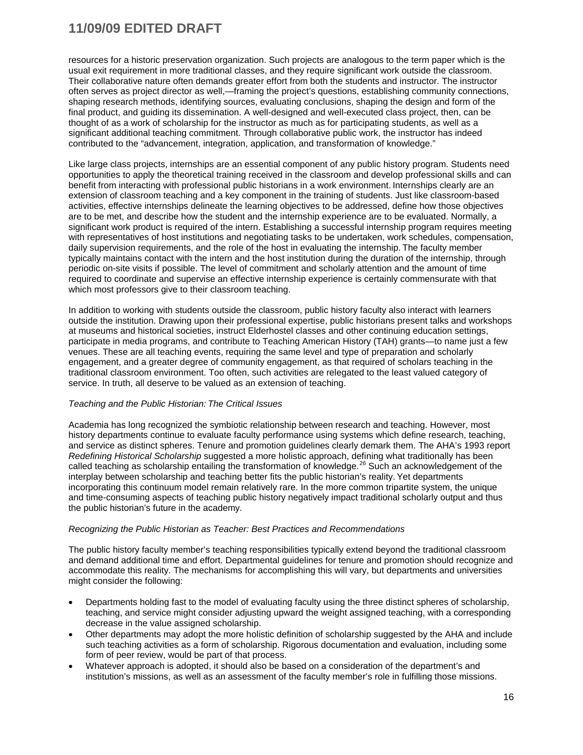resources for a historic preservation organization. Such projects are analogous to the term paper which is the usual exit requirement in more traditional classes, and they require significant work outside the classroom. Their collaborative nature often demands greater effort from both the students and instructor. The instructor often serves as project director as well,—framing the project's questions, establishing community connections, shaping research methods, identifying sources, evaluating conclusions, shaping the design and form of the final product, and guiding its dissemination. A well-designed and well-executed class project, then, can be thought of as a work of scholarship for the instructor as much as for participating students, as well as a significant additional teaching commitment. Through collaborative public work, the instructor has indeed contributed to the "advancement, integration, application, and transformation of knowledge."

Like large class projects, internships are an essential component of any public history program. Students need opportunities to apply the theoretical training received in the classroom and develop professional skills and can benefit from interacting with professional public historians in a work environment. Internships clearly are an extension of classroom teaching and a key component in the training of students. Just like classroom-based activities, effective internships delineate the learning objectives to be addressed, define how those objectives are to be met, and describe how the student and the internship experience are to be evaluated. Normally, a significant work product is required of the intern. Establishing a successful internship program requires meeting with representatives of host institutions and negotiating tasks to be undertaken, work schedules, compensation, daily supervision requirements, and the role of the host in evaluating the internship. The faculty member typically maintains contact with the intern and the host institution during the duration of the internship, through periodic on-site visits if possible. The level of commitment and scholarly attention and the amount of time required to coordinate and supervise an effective internship experience is certainly commensurate with that which most professors give to their classroom teaching.

In addition to working with students outside the classroom, public history faculty also interact with learners outside the institution. Drawing upon their professional expertise, public historians present talks and workshops at museums and historical societies, instruct Elderhostel classes and other continuing education settings, participate in media programs, and contribute to Teaching American History (TAH) grants—to name just a few venues. These are all teaching events, requiring the same level and type of preparation and scholarly engagement, and a greater degree of community engagement, as that required of scholars teaching in the traditional classroom environment. Too often, such activities are relegated to the least valued category of service. In truth, all deserve to be valued as an extension of teaching.

*Teaching and the Public Historian: The Critical Issues*

Academia has long recognized the symbiotic relationship between research and teaching. However, most history departments continue to evaluate faculty performance using systems which define research, teaching, and service as distinct spheres. Tenure and promotion guidelines clearly demark them. The AHA's 1993 report *Redefining Historical Scholarship* suggested a more holistic approach, defining what traditionally has been called teaching as scholarship entailing the transformation of knowledge.[26] Such an acknowledgement of the interplay between scholarship and teaching better fits the public historian's reality. Yet departments incorporating this continuum model remain relatively rare. In the more common tripartite system, the unique and time-consuming aspects of teaching public history negatively impact traditional scholarly output and thus the public historian's future in the academy.

*Recognizing the Public Historian as Teacher: Best Practices and Recommendations*

The public history faculty member's teaching responsibilities typically extend beyond the traditional classroom and demand additional time and effort. Departmental guidelines for tenure and promotion should recognize and accommodate this reality. The mechanisms for accomplishing this will vary, but departments and universities might consider the following:

- Departments holding fast to the model of evaluating faculty using the three distinct spheres of scholarship, teaching, and service might consider adjusting upward the weight assigned teaching, with a corresponding decrease in the value assigned scholarship.
- Other departments may adopt the more holistic definition of scholarship suggested by the AHA and include such teaching activities as a form of scholarship. Rigorous documentation and evaluation, including some form of peer review, would be part of that process.
- Whatever approach is adopted, it should also be based on a consideration of the department's and institution's missions, as well as an assessment of the faculty member's role in fulfilling those missions.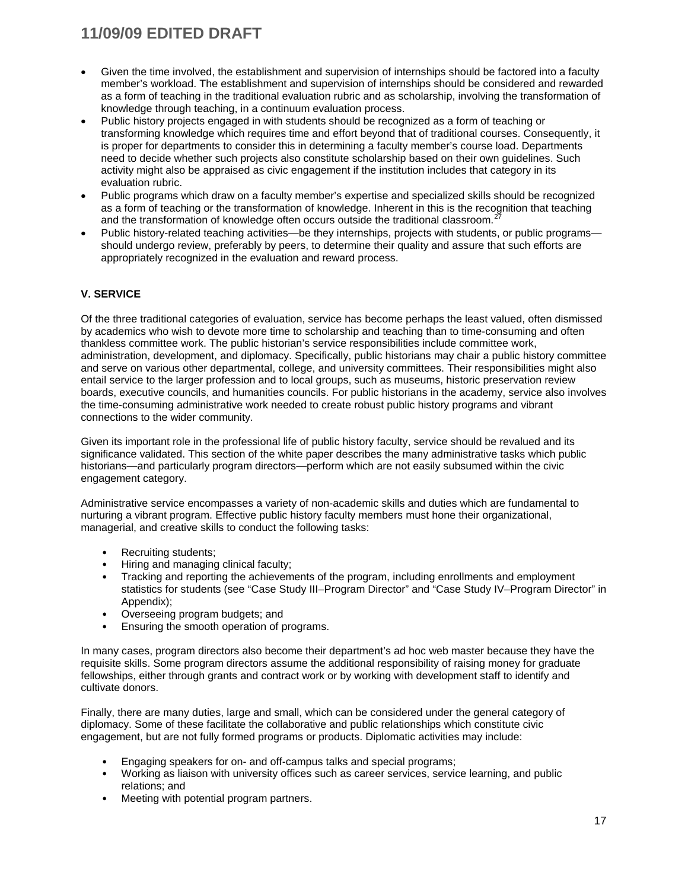- Given the time involved, the establishment and supervision of internships should be factored into a faculty member's workload. The establishment and supervision of internships should be considered and rewarded as a form of teaching in the traditional evaluation rubric and as scholarship, involving the transformation of knowledge through teaching, in a continuum evaluation process.
- Public history projects engaged in with students should be recognized as a form of teaching or transforming knowledge which requires time and effort beyond that of traditional courses. Consequently, it is proper for departments to consider this in determining a faculty member's course load. Departments need to decide whether such projects also constitute scholarship based on their own guidelines. Such activity might also be appraised as civic engagement if the institution includes that category in its evaluation rubric.
- Public programs which draw on a faculty member's expertise and specialized skills should be recognized as a form of teaching or the transformation of knowledge. Inherent in this is the recognition that teaching and the transformation of knowledge often occurs outside the traditional classroom.[27]
- Public history-related teaching activities—be they internships, projects with students, or public programs—should undergo review, preferably by peers, to determine their quality and assure that such efforts are appropriately recognized in the evaluation and reward process.

## V. SERVICE

Of the three traditional categories of evaluation, service has become perhaps the least valued, often dismissed by academics who wish to devote more time to scholarship and teaching than to time-consuming and often thankless committee work. The public historian's service responsibilities include committee work, administration, development, and diplomacy. Specifically, public historians may chair a public history committee and serve on various other departmental, college, and university committees. Their responsibilities might also entail service to the larger profession and to local groups, such as museums, historic preservation review boards, executive councils, and humanities councils. For public historians in the academy, service also involves the time-consuming administrative work needed to create robust public history programs and vibrant connections to the wider community.

Given its important role in the professional life of public history faculty, service should be revalued and its significance validated. This section of the white paper describes the many administrative tasks which public historians—and particularly program directors—perform which are not easily subsumed within the civic engagement category.

Administrative service encompasses a variety of non-academic skills and duties which are fundamental to nurturing a vibrant program. Effective public history faculty members must hone their organizational, managerial, and creative skills to conduct the following tasks:

- Recruiting students;
- Hiring and managing clinical faculty;
- Tracking and reporting the achievements of the program, including enrollments and employment statistics for students (see "Case Study III–Program Director" and "Case Study IV–Program Director" in Appendix);
- Overseeing program budgets; and
- Ensuring the smooth operation of programs.

In many cases, program directors also become their department's ad hoc web master because they have the requisite skills. Some program directors assume the additional responsibility of raising money for graduate fellowships, either through grants and contract work or by working with development staff to identify and cultivate donors.

Finally, there are many duties, large and small, which can be considered under the general category of diplomacy. Some of these facilitate the collaborative and public relationships which constitute civic engagement, but are not fully formed programs or products. Diplomatic activities may include:

- Engaging speakers for on- and off-campus talks and special programs;
- Working as liaison with university offices such as career services, service learning, and public relations; and
- Meeting with potential program partners.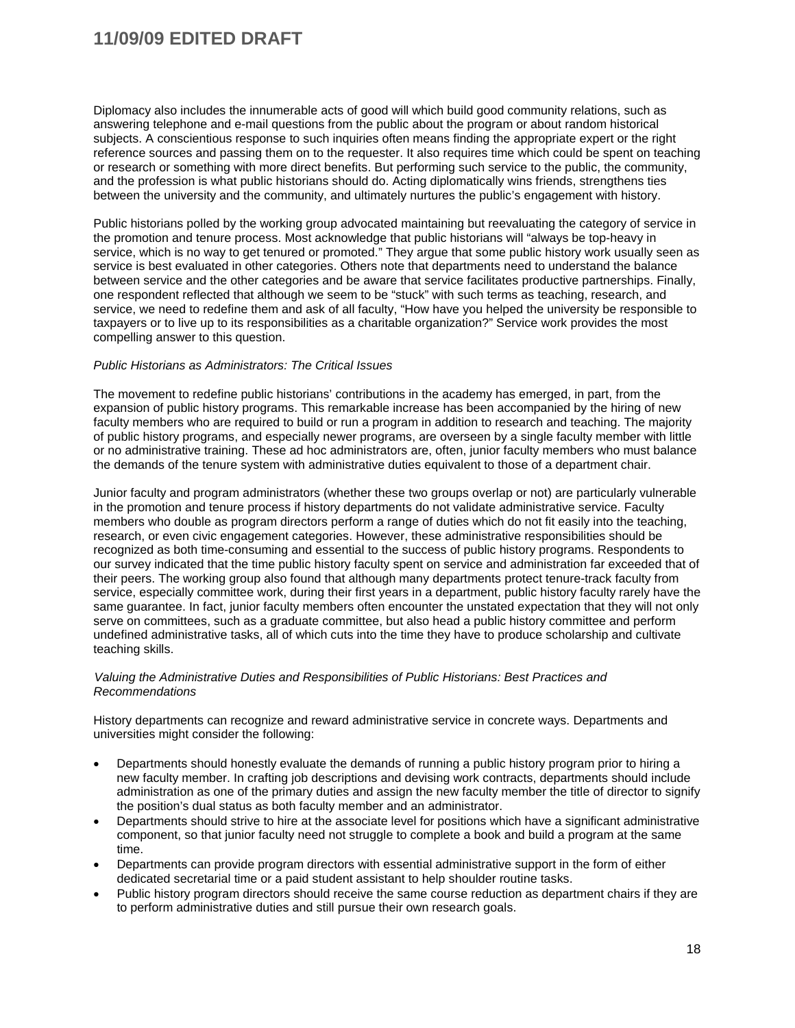Diplomacy also includes the innumerable acts of good will which build good community relations, such as answering telephone and e-mail questions from the public about the program or about random historical subjects. A conscientious response to such inquiries often means finding the appropriate expert or the right reference sources and passing them on to the requester. It also requires time which could be spent on teaching or research or something with more direct benefits. But performing such service to the public, the community, and the profession is what public historians should do. Acting diplomatically wins friends, strengthens ties between the university and the community, and ultimately nurtures the public's engagement with history.

Public historians polled by the working group advocated maintaining but reevaluating the category of service in the promotion and tenure process. Most acknowledge that public historians will "always be top-heavy in service, which is no way to get tenured or promoted." They argue that some public history work usually seen as service is best evaluated in other categories. Others note that departments need to understand the balance between service and the other categories and be aware that service facilitates productive partnerships. Finally, one respondent reflected that although we seem to be "stuck" with such terms as teaching, research, and service, we need to redefine them and ask of all faculty, "How have you helped the university be responsible to taxpayers or to live up to its responsibilities as a charitable organization?" Service work provides the most compelling answer to this question.

*Public Historians as Administrators: The Critical Issues*

The movement to redefine public historians' contributions in the academy has emerged, in part, from the expansion of public history programs. This remarkable increase has been accompanied by the hiring of new faculty members who are required to build or run a program in addition to research and teaching. The majority of public history programs, and especially newer programs, are overseen by a single faculty member with little or no administrative training. These ad hoc administrators are, often, junior faculty members who must balance the demands of the tenure system with administrative duties equivalent to those of a department chair.

Junior faculty and program administrators (whether these two groups overlap or not) are particularly vulnerable in the promotion and tenure process if history departments do not validate administrative service. Faculty members who double as program directors perform a range of duties which do not fit easily into the teaching, research, or even civic engagement categories. However, these administrative responsibilities should be recognized as both time-consuming and essential to the success of public history programs. Respondents to our survey indicated that the time public history faculty spent on service and administration far exceeded that of their peers. The working group also found that although many departments protect tenure-track faculty from service, especially committee work, during their first years in a department, public history faculty rarely have the same guarantee. In fact, junior faculty members often encounter the unstated expectation that they will not only serve on committees, such as a graduate committee, but also head a public history committee and perform undefined administrative tasks, all of which cuts into the time they have to produce scholarship and cultivate teaching skills.

*Valuing the Administrative Duties and Responsibilities of Public Historians: Best Practices and Recommendations*

History departments can recognize and reward administrative service in concrete ways. Departments and universities might consider the following:

- Departments should honestly evaluate the demands of running a public history program prior to hiring a new faculty member. In crafting job descriptions and devising work contracts, departments should include administration as one of the primary duties and assign the new faculty member the title of director to signify the position's dual status as both faculty member and an administrator.
- Departments should strive to hire at the associate level for positions which have a significant administrative component, so that junior faculty need not struggle to complete a book and build a program at the same time.
- Departments can provide program directors with essential administrative support in the form of either dedicated secretarial time or a paid student assistant to help shoulder routine tasks.
- Public history program directors should receive the same course reduction as department chairs if they are to perform administrative duties and still pursue their own research goals.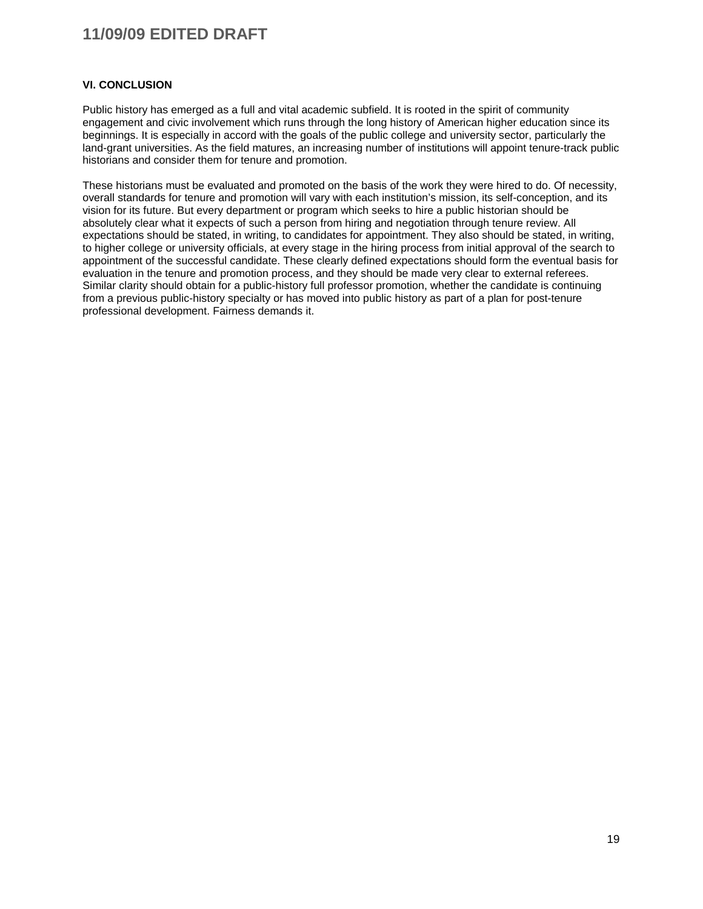## VI. CONCLUSION

Public history has emerged as a full and vital academic subfield. It is rooted in the spirit of community engagement and civic involvement which runs through the long history of American higher education since its beginnings. It is especially in accord with the goals of the public college and university sector, particularly the land-grant universities. As the field matures, an increasing number of institutions will appoint tenure-track public historians and consider them for tenure and promotion.

These historians must be evaluated and promoted on the basis of the work they were hired to do. Of necessity, overall standards for tenure and promotion will vary with each institution's mission, its self-conception, and its vision for its future. But every department or program which seeks to hire a public historian should be absolutely clear what it expects of such a person from hiring and negotiation through tenure review. All expectations should be stated, in writing, to candidates for appointment. They also should be stated, in writing, to higher college or university officials, at every stage in the hiring process from initial approval of the search to appointment of the successful candidate. These clearly defined expectations should form the eventual basis for evaluation in the tenure and promotion process, and they should be made very clear to external referees. Similar clarity should obtain for a public-history full professor promotion, whether the candidate is continuing from a previous public-history specialty or has moved into public history as part of a plan for post-tenure professional development. Fairness demands it.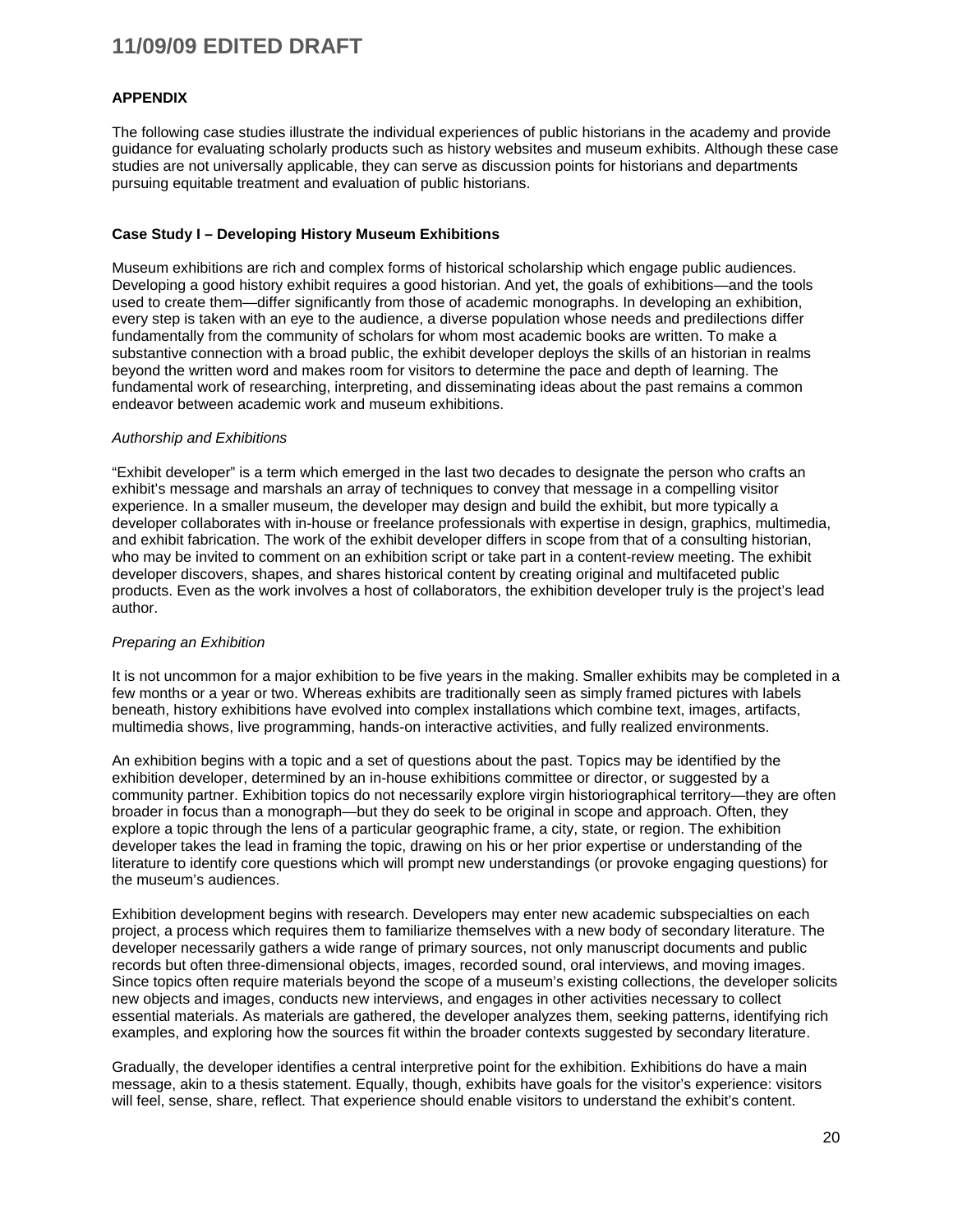## APPENDIX

The following case studies illustrate the individual experiences of public historians in the academy and provide guidance for evaluating scholarly products such as history websites and museum exhibits. Although these case studies are not universally applicable, they can serve as discussion points for historians and departments pursuing equitable treatment and evaluation of public historians.

### Case Study I – Developing History Museum Exhibitions

Museum exhibitions are rich and complex forms of historical scholarship which engage public audiences. Developing a good history exhibit requires a good historian. And yet, the goals of exhibitions—and the tools used to create them—differ significantly from those of academic monographs. In developing an exhibition, every step is taken with an eye to the audience, a diverse population whose needs and predilections differ fundamentally from the community of scholars for whom most academic books are written. To make a substantive connection with a broad public, the exhibit developer deploys the skills of an historian in realms beyond the written word and makes room for visitors to determine the pace and depth of learning. The fundamental work of researching, interpreting, and disseminating ideas about the past remains a common endeavor between academic work and museum exhibitions.

*Authorship and Exhibitions*

"Exhibit developer" is a term which emerged in the last two decades to designate the person who crafts an exhibit's message and marshals an array of techniques to convey that message in a compelling visitor experience. In a smaller museum, the developer may design and build the exhibit, but more typically a developer collaborates with in-house or freelance professionals with expertise in design, graphics, multimedia, and exhibit fabrication. The work of the exhibit developer differs in scope from that of a consulting historian, who may be invited to comment on an exhibition script or take part in a content-review meeting. The exhibit developer discovers, shapes, and shares historical content by creating original and multifaceted public products. Even as the work involves a host of collaborators, the exhibition developer truly is the project's lead author.

*Preparing an Exhibition*

It is not uncommon for a major exhibition to be five years in the making. Smaller exhibits may be completed in a few months or a year or two. Whereas exhibits are traditionally seen as simply framed pictures with labels beneath, history exhibitions have evolved into complex installations which combine text, images, artifacts, multimedia shows, live programming, hands-on interactive activities, and fully realized environments.

An exhibition begins with a topic and a set of questions about the past. Topics may be identified by the exhibition developer, determined by an in-house exhibitions committee or director, or suggested by a community partner. Exhibition topics do not necessarily explore virgin historiographical territory—they are often broader in focus than a monograph—but they do seek to be original in scope and approach. Often, they explore a topic through the lens of a particular geographic frame, a city, state, or region. The exhibition developer takes the lead in framing the topic, drawing on his or her prior expertise or understanding of the literature to identify core questions which will prompt new understandings (or provoke engaging questions) for the museum's audiences.

Exhibition development begins with research. Developers may enter new academic subspecialties on each project, a process which requires them to familiarize themselves with a new body of secondary literature. The developer necessarily gathers a wide range of primary sources, not only manuscript documents and public records but often three-dimensional objects, images, recorded sound, oral interviews, and moving images. Since topics often require materials beyond the scope of a museum's existing collections, the developer solicits new objects and images, conducts new interviews, and engages in other activities necessary to collect essential materials. As materials are gathered, the developer analyzes them, seeking patterns, identifying rich examples, and exploring how the sources fit within the broader contexts suggested by secondary literature.

Gradually, the developer identifies a central interpretive point for the exhibition. Exhibitions do have a main message, akin to a thesis statement. Equally, though, exhibits have goals for the visitor's experience: visitors will feel, sense, share, reflect. That experience should enable visitors to understand the exhibit's content.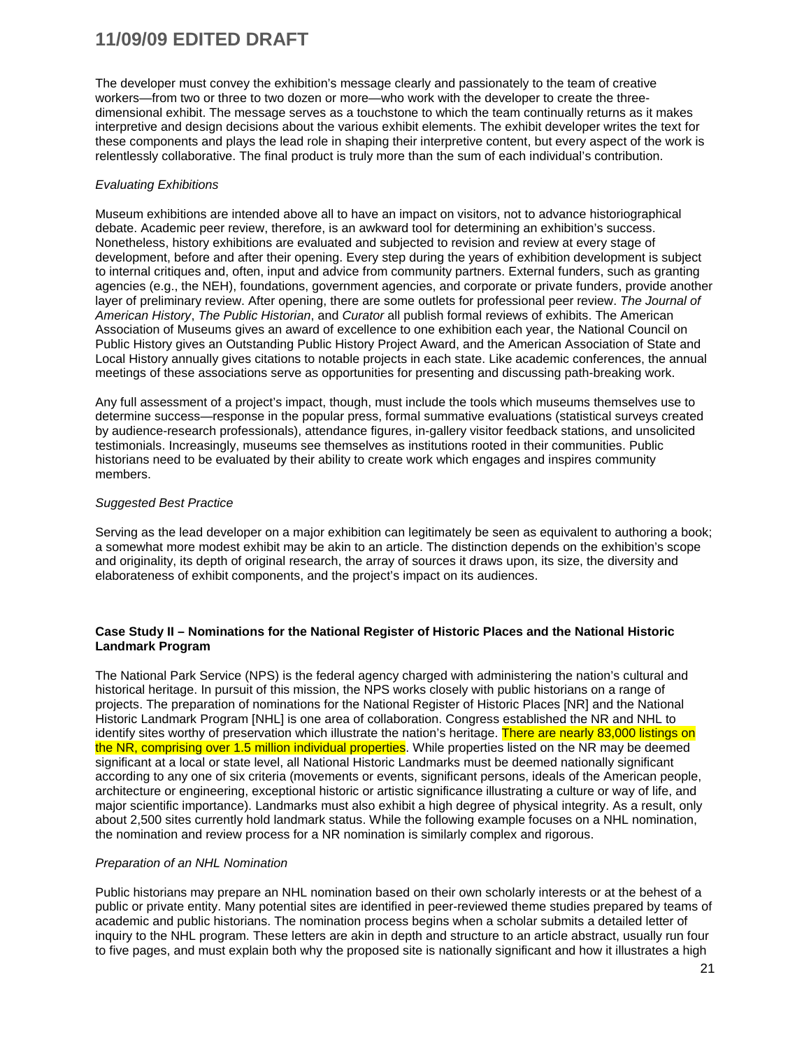The developer must convey the exhibition's message clearly and passionately to the team of creative workers—from two or three to two dozen or more—who work with the developer to create the three-dimensional exhibit. The message serves as a touchstone to which the team continually returns as it makes interpretive and design decisions about the various exhibit elements. The exhibit developer writes the text for these components and plays the lead role in shaping their interpretive content, but every aspect of the work is relentlessly collaborative. The final product is truly more than the sum of each individual's contribution.

*Evaluating Exhibitions*

Museum exhibitions are intended above all to have an impact on visitors, not to advance historiographical debate. Academic peer review, therefore, is an awkward tool for determining an exhibition's success. Nonetheless, history exhibitions are evaluated and subjected to revision and review at every stage of development, before and after their opening. Every step during the years of exhibition development is subject to internal critiques and, often, input and advice from community partners. External funders, such as granting agencies (e.g., the NEH), foundations, government agencies, and corporate or private funders, provide another layer of preliminary review. After opening, there are some outlets for professional peer review. *The Journal of American History*, *The Public Historian*, and *Curator* all publish formal reviews of exhibits. The American Association of Museums gives an award of excellence to one exhibition each year, the National Council on Public History gives an Outstanding Public History Project Award, and the American Association of State and Local History annually gives citations to notable projects in each state. Like academic conferences, the annual meetings of these associations serve as opportunities for presenting and discussing path-breaking work.

Any full assessment of a project's impact, though, must include the tools which museums themselves use to determine success—response in the popular press, formal summative evaluations (statistical surveys created by audience-research professionals), attendance figures, in-gallery visitor feedback stations, and unsolicited testimonials. Increasingly, museums see themselves as institutions rooted in their communities. Public historians need to be evaluated by their ability to create work which engages and inspires community members.

*Suggested Best Practice*

Serving as the lead developer on a major exhibition can legitimately be seen as equivalent to authoring a book; a somewhat more modest exhibit may be akin to an article. The distinction depends on the exhibition's scope and originality, its depth of original research, the array of sources it draws upon, its size, the diversity and elaborateness of exhibit components, and the project's impact on its audiences.

**Case Study II – Nominations for the National Register of Historic Places and the National Historic Landmark Program**

The National Park Service (NPS) is the federal agency charged with administering the nation's cultural and historical heritage. In pursuit of this mission, the NPS works closely with public historians on a range of projects. The preparation of nominations for the National Register of Historic Places [NR] and the National Historic Landmark Program [NHL] is one area of collaboration. Congress established the NR and NHL to identify sites worthy of preservation which illustrate the nation's heritage. There are nearly 83,000 listings on the NR, comprising over 1.5 million individual properties. While properties listed on the NR may be deemed significant at a local or state level, all National Historic Landmarks must be deemed nationally significant according to any one of six criteria (movements or events, significant persons, ideals of the American people, architecture or engineering, exceptional historic or artistic significance illustrating a culture or way of life, and major scientific importance). Landmarks must also exhibit a high degree of physical integrity. As a result, only about 2,500 sites currently hold landmark status. While the following example focuses on a NHL nomination, the nomination and review process for a NR nomination is similarly complex and rigorous.

*Preparation of an NHL Nomination*

Public historians may prepare an NHL nomination based on their own scholarly interests or at the behest of a public or private entity. Many potential sites are identified in peer-reviewed theme studies prepared by teams of academic and public historians. The nomination process begins when a scholar submits a detailed letter of inquiry to the NHL program. These letters are akin in depth and structure to an article abstract, usually run four to five pages, and must explain both why the proposed site is nationally significant and how it illustrates a high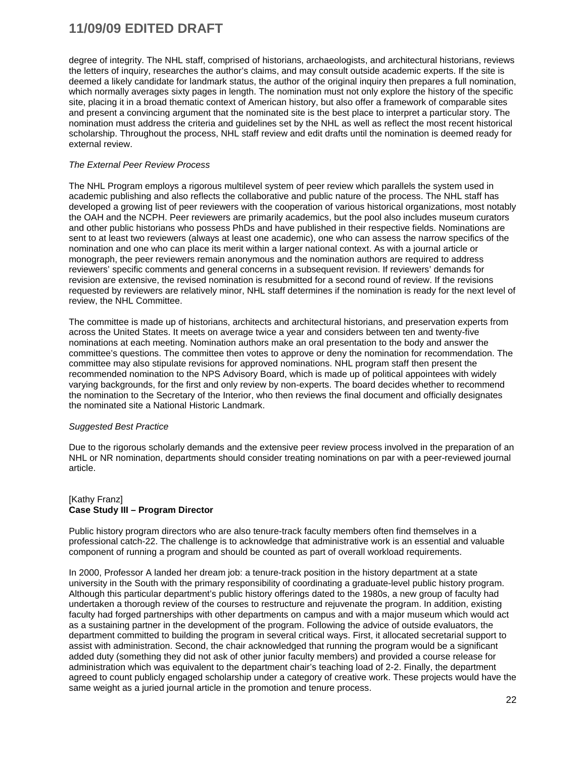degree of integrity. The NHL staff, comprised of historians, archaeologists, and architectural historians, reviews the letters of inquiry, researches the author's claims, and may consult outside academic experts. If the site is deemed a likely candidate for landmark status, the author of the original inquiry then prepares a full nomination, which normally averages sixty pages in length. The nomination must not only explore the history of the specific site, placing it in a broad thematic context of American history, but also offer a framework of comparable sites and present a convincing argument that the nominated site is the best place to interpret a particular story. The nomination must address the criteria and guidelines set by the NHL as well as reflect the most recent historical scholarship. Throughout the process, NHL staff review and edit drafts until the nomination is deemed ready for external review.

*The External Peer Review Process*

The NHL Program employs a rigorous multilevel system of peer review which parallels the system used in academic publishing and also reflects the collaborative and public nature of the process. The NHL staff has developed a growing list of peer reviewers with the cooperation of various historical organizations, most notably the OAH and the NCPH. Peer reviewers are primarily academics, but the pool also includes museum curators and other public historians who possess PhDs and have published in their respective fields. Nominations are sent to at least two reviewers (always at least one academic), one who can assess the narrow specifics of the nomination and one who can place its merit within a larger national context. As with a journal article or monograph, the peer reviewers remain anonymous and the nomination authors are required to address reviewers' specific comments and general concerns in a subsequent revision. If reviewers' demands for revision are extensive, the revised nomination is resubmitted for a second round of review. If the revisions requested by reviewers are relatively minor, NHL staff determines if the nomination is ready for the next level of review, the NHL Committee.

The committee is made up of historians, architects and architectural historians, and preservation experts from across the United States. It meets on average twice a year and considers between ten and twenty-five nominations at each meeting. Nomination authors make an oral presentation to the body and answer the committee's questions. The committee then votes to approve or deny the nomination for recommendation. The committee may also stipulate revisions for approved nominations. NHL program staff then present the recommended nomination to the NPS Advisory Board, which is made up of political appointees with widely varying backgrounds, for the first and only review by non-experts. The board decides whether to recommend the nomination to the Secretary of the Interior, who then reviews the final document and officially designates the nominated site a National Historic Landmark.

*Suggested Best Practice*

Due to the rigorous scholarly demands and the extensive peer review process involved in the preparation of an NHL or NR nomination, departments should consider treating nominations on par with a peer-reviewed journal article.

[Kathy Franz]
**Case Study III – Program Director**

Public history program directors who are also tenure-track faculty members often find themselves in a professional catch-22. The challenge is to acknowledge that administrative work is an essential and valuable component of running a program and should be counted as part of overall workload requirements.

In 2000, Professor A landed her dream job: a tenure-track position in the history department at a state university in the South with the primary responsibility of coordinating a graduate-level public history program. Although this particular department's public history offerings dated to the 1980s, a new group of faculty had undertaken a thorough review of the courses to restructure and rejuvenate the program. In addition, existing faculty had forged partnerships with other departments on campus and with a major museum which would act as a sustaining partner in the development of the program. Following the advice of outside evaluators, the department committed to building the program in several critical ways. First, it allocated secretarial support to assist with administration. Second, the chair acknowledged that running the program would be a significant added duty (something they did not ask of other junior faculty members) and provided a course release for administration which was equivalent to the department chair's teaching load of 2-2. Finally, the department agreed to count publicly engaged scholarship under a category of creative work. These projects would have the same weight as a juried journal article in the promotion and tenure process.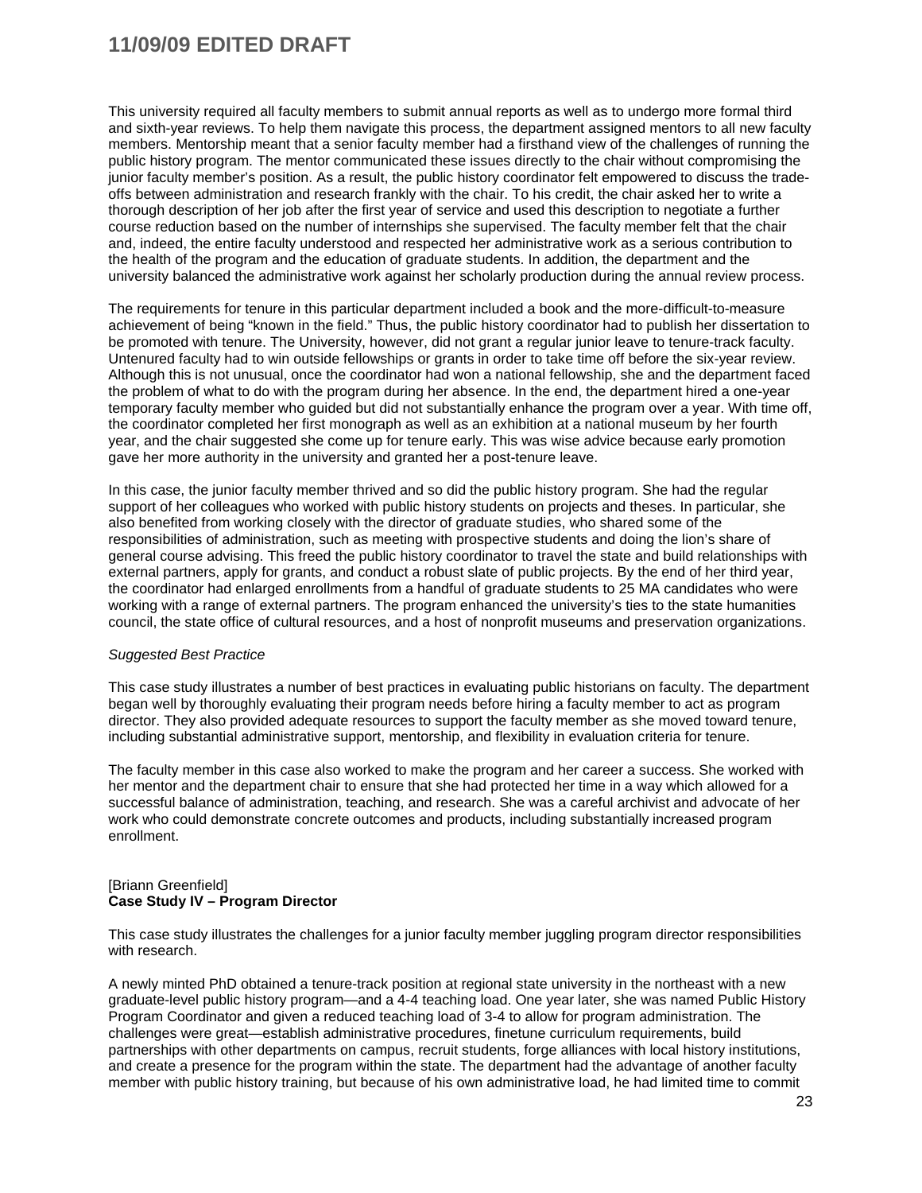This university required all faculty members to submit annual reports as well as to undergo more formal third and sixth-year reviews. To help them navigate this process, the department assigned mentors to all new faculty members. Mentorship meant that a senior faculty member had a firsthand view of the challenges of running the public history program. The mentor communicated these issues directly to the chair without compromising the junior faculty member's position. As a result, the public history coordinator felt empowered to discuss the trade-offs between administration and research frankly with the chair. To his credit, the chair asked her to write a thorough description of her job after the first year of service and used this description to negotiate a further course reduction based on the number of internships she supervised. The faculty member felt that the chair and, indeed, the entire faculty understood and respected her administrative work as a serious contribution to the health of the program and the education of graduate students. In addition, the department and the university balanced the administrative work against her scholarly production during the annual review process.

The requirements for tenure in this particular department included a book and the more-difficult-to-measure achievement of being "known in the field." Thus, the public history coordinator had to publish her dissertation to be promoted with tenure. The University, however, did not grant a regular junior leave to tenure-track faculty. Untenured faculty had to win outside fellowships or grants in order to take time off before the six-year review. Although this is not unusual, once the coordinator had won a national fellowship, she and the department faced the problem of what to do with the program during her absence. In the end, the department hired a one-year temporary faculty member who guided but did not substantially enhance the program over a year. With time off, the coordinator completed her first monograph as well as an exhibition at a national museum by her fourth year, and the chair suggested she come up for tenure early. This was wise advice because early promotion gave her more authority in the university and granted her a post-tenure leave.

In this case, the junior faculty member thrived and so did the public history program. She had the regular support of her colleagues who worked with public history students on projects and theses. In particular, she also benefited from working closely with the director of graduate studies, who shared some of the responsibilities of administration, such as meeting with prospective students and doing the lion's share of general course advising. This freed the public history coordinator to travel the state and build relationships with external partners, apply for grants, and conduct a robust slate of public projects. By the end of her third year, the coordinator had enlarged enrollments from a handful of graduate students to 25 MA candidates who were working with a range of external partners. The program enhanced the university's ties to the state humanities council, the state office of cultural resources, and a host of nonprofit museums and preservation organizations.

*Suggested Best Practice*

This case study illustrates a number of best practices in evaluating public historians on faculty. The department began well by thoroughly evaluating their program needs before hiring a faculty member to act as program director. They also provided adequate resources to support the faculty member as she moved toward tenure, including substantial administrative support, mentorship, and flexibility in evaluation criteria for tenure.

The faculty member in this case also worked to make the program and her career a success. She worked with her mentor and the department chair to ensure that she had protected her time in a way which allowed for a successful balance of administration, teaching, and research. She was a careful archivist and advocate of her work who could demonstrate concrete outcomes and products, including substantially increased program enrollment.

[Briann Greenfield]
**Case Study IV – Program Director**

This case study illustrates the challenges for a junior faculty member juggling program director responsibilities with research.

A newly minted PhD obtained a tenure-track position at regional state university in the northeast with a new graduate-level public history program—and a 4-4 teaching load. One year later, she was named Public History Program Coordinator and given a reduced teaching load of 3-4 to allow for program administration. The challenges were great—establish administrative procedures, finetune curriculum requirements, build partnerships with other departments on campus, recruit students, forge alliances with local history institutions, and create a presence for the program within the state. The department had the advantage of another faculty member with public history training, but because of his own administrative load, he had limited time to commit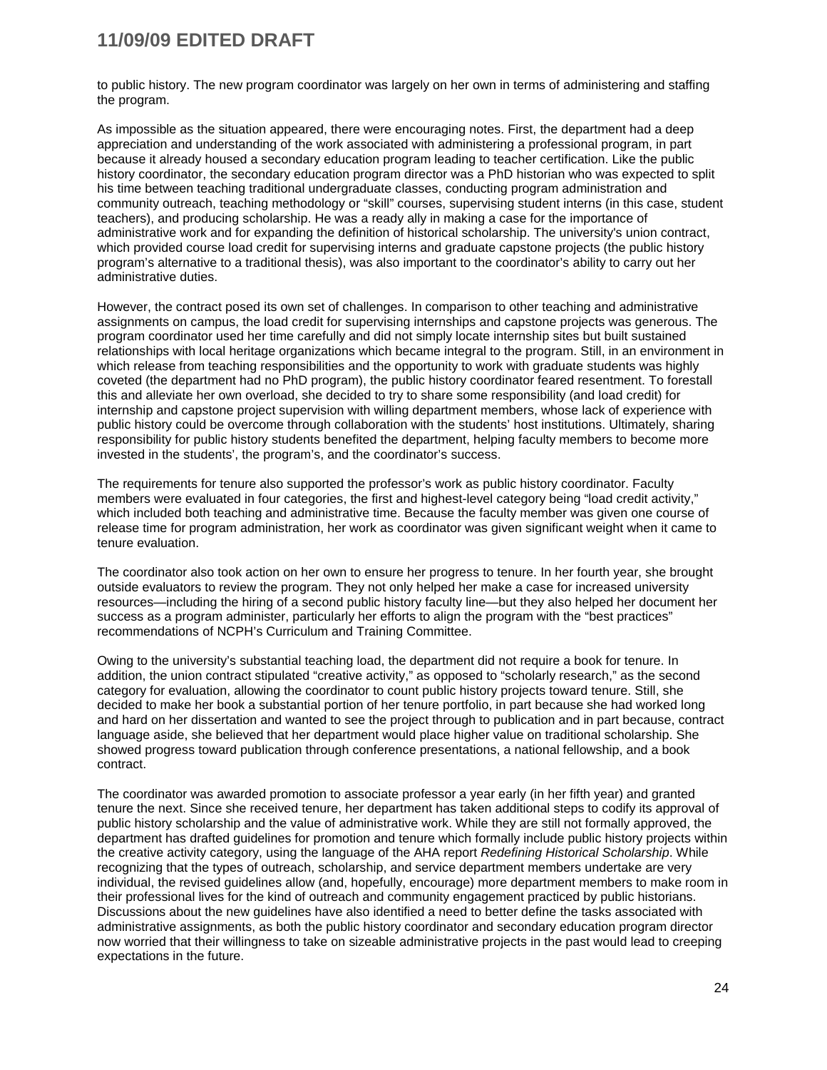to public history. The new program coordinator was largely on her own in terms of administering and staffing the program.

As impossible as the situation appeared, there were encouraging notes. First, the department had a deep appreciation and understanding of the work associated with administering a professional program, in part because it already housed a secondary education program leading to teacher certification. Like the public history coordinator, the secondary education program director was a PhD historian who was expected to split his time between teaching traditional undergraduate classes, conducting program administration and community outreach, teaching methodology or "skill" courses, supervising student interns (in this case, student teachers), and producing scholarship. He was a ready ally in making a case for the importance of administrative work and for expanding the definition of historical scholarship. The university's union contract, which provided course load credit for supervising interns and graduate capstone projects (the public history program's alternative to a traditional thesis), was also important to the coordinator's ability to carry out her administrative duties.

However, the contract posed its own set of challenges. In comparison to other teaching and administrative assignments on campus, the load credit for supervising internships and capstone projects was generous. The program coordinator used her time carefully and did not simply locate internship sites but built sustained relationships with local heritage organizations which became integral to the program. Still, in an environment in which release from teaching responsibilities and the opportunity to work with graduate students was highly coveted (the department had no PhD program), the public history coordinator feared resentment. To forestall this and alleviate her own overload, she decided to try to share some responsibility (and load credit) for internship and capstone project supervision with willing department members, whose lack of experience with public history could be overcome through collaboration with the students' host institutions. Ultimately, sharing responsibility for public history students benefited the department, helping faculty members to become more invested in the students', the program's, and the coordinator's success.

The requirements for tenure also supported the professor's work as public history coordinator. Faculty members were evaluated in four categories, the first and highest-level category being "load credit activity," which included both teaching and administrative time. Because the faculty member was given one course of release time for program administration, her work as coordinator was given significant weight when it came to tenure evaluation.

The coordinator also took action on her own to ensure her progress to tenure. In her fourth year, she brought outside evaluators to review the program. They not only helped her make a case for increased university resources—including the hiring of a second public history faculty line—but they also helped her document her success as a program administer, particularly her efforts to align the program with the "best practices" recommendations of NCPH's Curriculum and Training Committee.

Owing to the university's substantial teaching load, the department did not require a book for tenure. In addition, the union contract stipulated "creative activity," as opposed to "scholarly research," as the second category for evaluation, allowing the coordinator to count public history projects toward tenure. Still, she decided to make her book a substantial portion of her tenure portfolio, in part because she had worked long and hard on her dissertation and wanted to see the project through to publication and in part because, contract language aside, she believed that her department would place higher value on traditional scholarship. She showed progress toward publication through conference presentations, a national fellowship, and a book contract.

The coordinator was awarded promotion to associate professor a year early (in her fifth year) and granted tenure the next. Since she received tenure, her department has taken additional steps to codify its approval of public history scholarship and the value of administrative work. While they are still not formally approved, the department has drafted guidelines for promotion and tenure which formally include public history projects within the creative activity category, using the language of the AHA report *Redefining Historical Scholarship*. While recognizing that the types of outreach, scholarship, and service department members undertake are very individual, the revised guidelines allow (and, hopefully, encourage) more department members to make room in their professional lives for the kind of outreach and community engagement practiced by public historians. Discussions about the new guidelines have also identified a need to better define the tasks associated with administrative assignments, as both the public history coordinator and secondary education program director now worried that their willingness to take on sizeable administrative projects in the past would lead to creeping expectations in the future.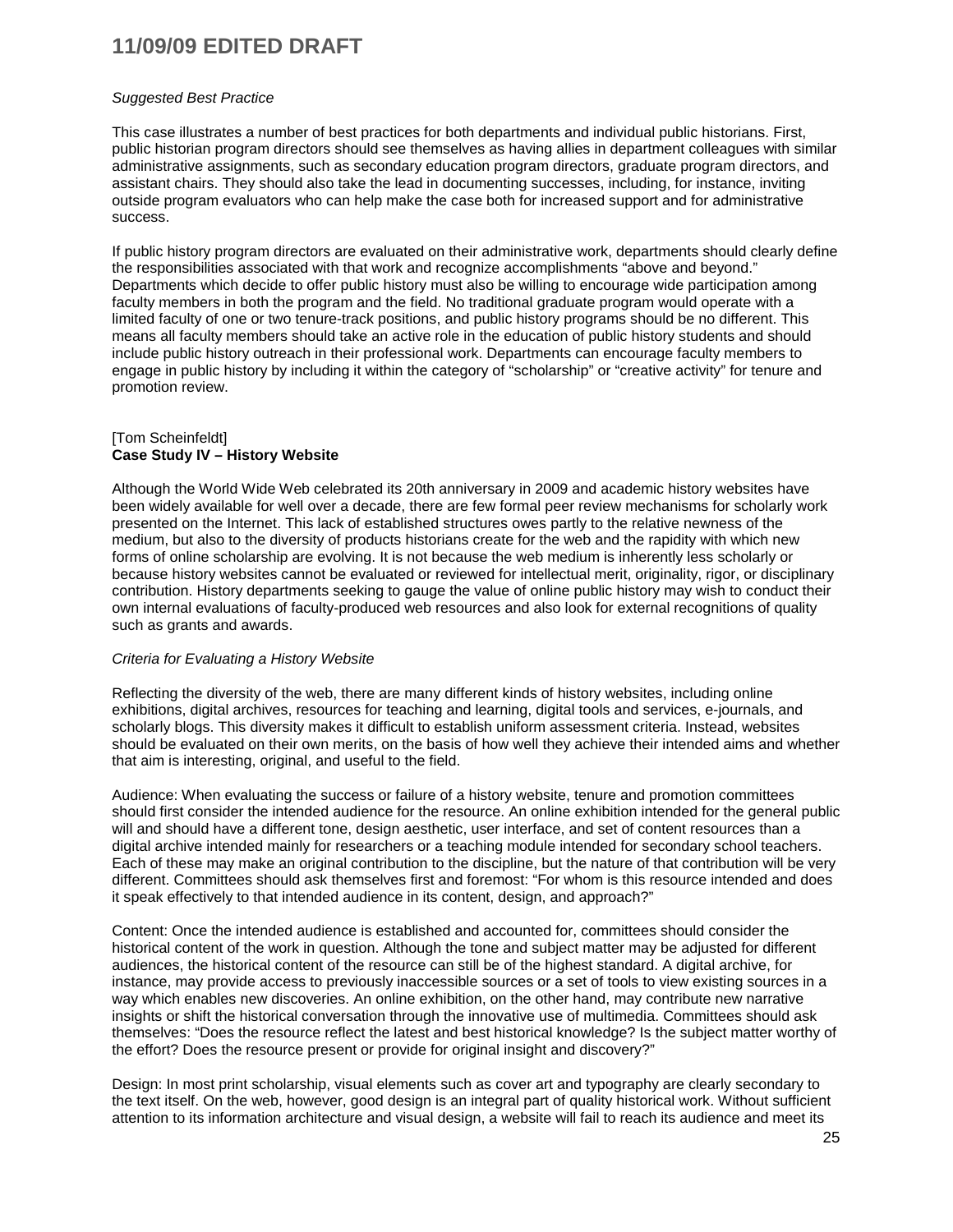*Suggested Best Practice*

This case illustrates a number of best practices for both departments and individual public historians. First, public historian program directors should see themselves as having allies in department colleagues with similar administrative assignments, such as secondary education program directors, graduate program directors, and assistant chairs. They should also take the lead in documenting successes, including, for instance, inviting outside program evaluators who can help make the case both for increased support and for administrative success.

If public history program directors are evaluated on their administrative work, departments should clearly define the responsibilities associated with that work and recognize accomplishments "above and beyond." Departments which decide to offer public history must also be willing to encourage wide participation among faculty members in both the program and the field. No traditional graduate program would operate with a limited faculty of one or two tenure-track positions, and public history programs should be no different. This means all faculty members should take an active role in the education of public history students and should include public history outreach in their professional work. Departments can encourage faculty members to engage in public history by including it within the category of "scholarship" or "creative activity" for tenure and promotion review.

[Tom Scheinfeldt]
**Case Study IV – History Website**

Although the World Wide Web celebrated its 20th anniversary in 2009 and academic history websites have been widely available for well over a decade, there are few formal peer review mechanisms for scholarly work presented on the Internet. This lack of established structures owes partly to the relative newness of the medium, but also to the diversity of products historians create for the web and the rapidity with which new forms of online scholarship are evolving. It is not because the web medium is inherently less scholarly or because history websites cannot be evaluated or reviewed for intellectual merit, originality, rigor, or disciplinary contribution. History departments seeking to gauge the value of online public history may wish to conduct their own internal evaluations of faculty-produced web resources and also look for external recognitions of quality such as grants and awards.

*Criteria for Evaluating a History Website*

Reflecting the diversity of the web, there are many different kinds of history websites, including online exhibitions, digital archives, resources for teaching and learning, digital tools and services, e-journals, and scholarly blogs. This diversity makes it difficult to establish uniform assessment criteria. Instead, websites should be evaluated on their own merits, on the basis of how well they achieve their intended aims and whether that aim is interesting, original, and useful to the field.

Audience: When evaluating the success or failure of a history website, tenure and promotion committees should first consider the intended audience for the resource. An online exhibition intended for the general public will and should have a different tone, design aesthetic, user interface, and set of content resources than a digital archive intended mainly for researchers or a teaching module intended for secondary school teachers. Each of these may make an original contribution to the discipline, but the nature of that contribution will be very different. Committees should ask themselves first and foremost: "For whom is this resource intended and does it speak effectively to that intended audience in its content, design, and approach?"

Content: Once the intended audience is established and accounted for, committees should consider the historical content of the work in question. Although the tone and subject matter may be adjusted for different audiences, the historical content of the resource can still be of the highest standard. A digital archive, for instance, may provide access to previously inaccessible sources or a set of tools to view existing sources in a way which enables new discoveries. An online exhibition, on the other hand, may contribute new narrative insights or shift the historical conversation through the innovative use of multimedia. Committees should ask themselves: "Does the resource reflect the latest and best historical knowledge? Is the subject matter worthy of the effort? Does the resource present or provide for original insight and discovery?"

Design: In most print scholarship, visual elements such as cover art and typography are clearly secondary to the text itself. On the web, however, good design is an integral part of quality historical work. Without sufficient attention to its information architecture and visual design, a website will fail to reach its audience and meet its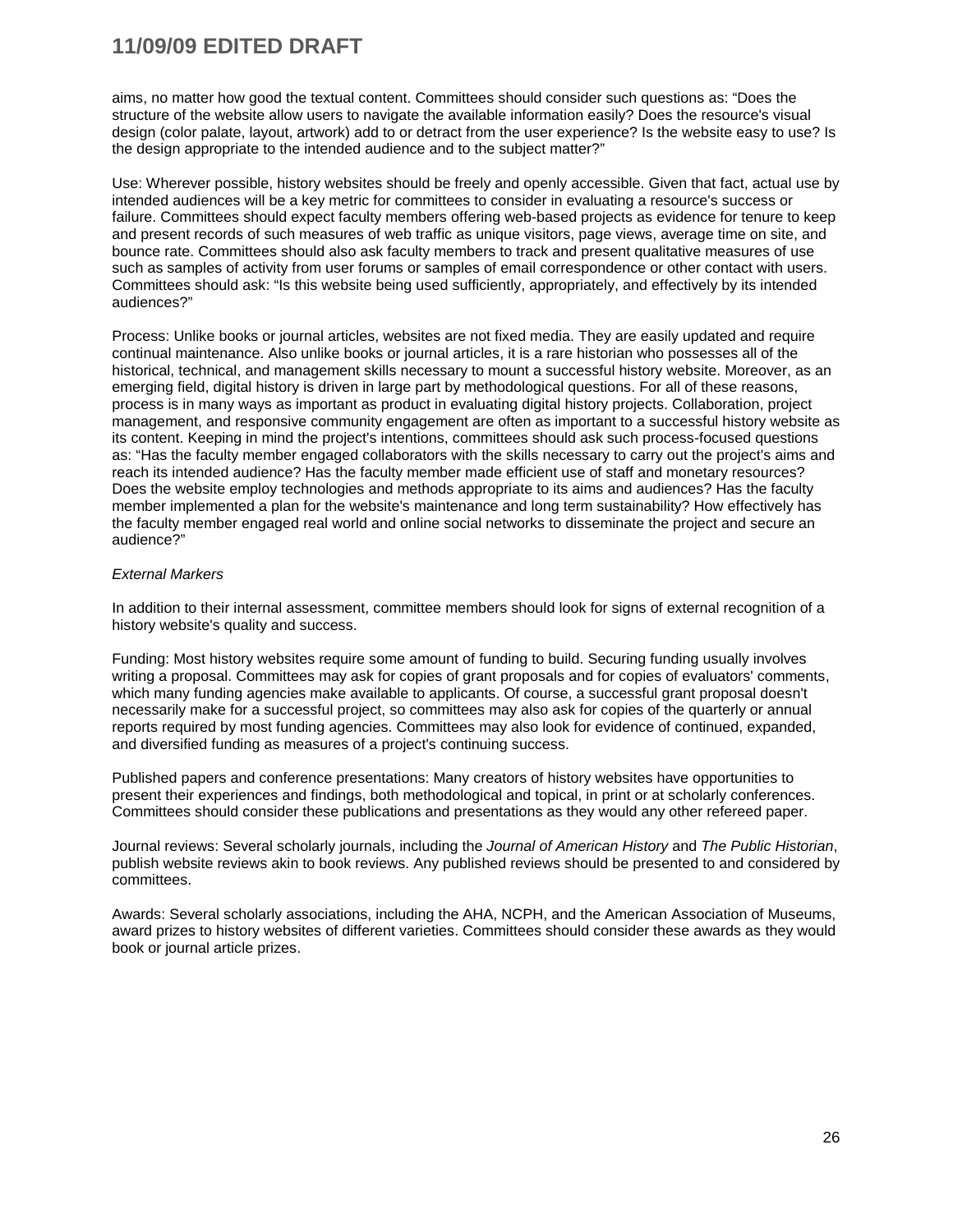aims, no matter how good the textual content. Committees should consider such questions as: “Does the structure of the website allow users to navigate the available information easily? Does the resource's visual design (color palate, layout, artwork) add to or detract from the user experience? Is the website easy to use? Is the design appropriate to the intended audience and to the subject matter?”

Use: Wherever possible, history websites should be freely and openly accessible. Given that fact, actual use by intended audiences will be a key metric for committees to consider in evaluating a resource's success or failure. Committees should expect faculty members offering web-based projects as evidence for tenure to keep and present records of such measures of web traffic as unique visitors, page views, average time on site, and bounce rate. Committees should also ask faculty members to track and present qualitative measures of use such as samples of activity from user forums or samples of email correspondence or other contact with users. Committees should ask: “Is this website being used sufficiently, appropriately, and effectively by its intended audiences?”

Process: Unlike books or journal articles, websites are not fixed media. They are easily updated and require continual maintenance. Also unlike books or journal articles, it is a rare historian who possesses all of the historical, technical, and management skills necessary to mount a successful history website. Moreover, as an emerging field, digital history is driven in large part by methodological questions. For all of these reasons, process is in many ways as important as product in evaluating digital history projects. Collaboration, project management, and responsive community engagement are often as important to a successful history website as its content. Keeping in mind the project's intentions, committees should ask such process-focused questions as: “Has the faculty member engaged collaborators with the skills necessary to carry out the project's aims and reach its intended audience? Has the faculty member made efficient use of staff and monetary resources? Does the website employ technologies and methods appropriate to its aims and audiences? Has the faculty member implemented a plan for the website's maintenance and long term sustainability? How effectively has the faculty member engaged real world and online social networks to disseminate the project and secure an audience?”

*External Markers*

In addition to their internal assessment, committee members should look for signs of external recognition of a history website's quality and success.

Funding: Most history websites require some amount of funding to build. Securing funding usually involves writing a proposal. Committees may ask for copies of grant proposals and for copies of evaluators' comments, which many funding agencies make available to applicants. Of course, a successful grant proposal doesn't necessarily make for a successful project, so committees may also ask for copies of the quarterly or annual reports required by most funding agencies. Committees may also look for evidence of continued, expanded, and diversified funding as measures of a project's continuing success.

Published papers and conference presentations: Many creators of history websites have opportunities to present their experiences and findings, both methodological and topical, in print or at scholarly conferences. Committees should consider these publications and presentations as they would any other refereed paper.

Journal reviews: Several scholarly journals, including the *Journal of American History* and *The Public Historian*, publish website reviews akin to book reviews. Any published reviews should be presented to and considered by committees.

Awards: Several scholarly associations, including the AHA, NCPH, and the American Association of Museums, award prizes to history websites of different varieties. Committees should consider these awards as they would book or journal article prizes.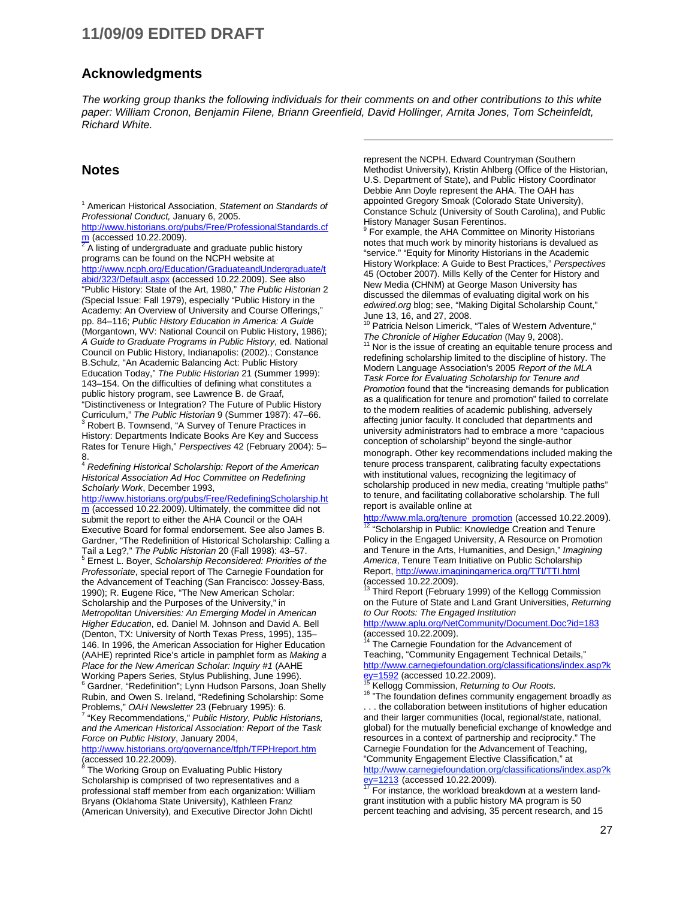## Acknowledgments

*The working group thanks the following individuals for their comments on and other contributions to this white paper: William Cronon, Benjamin Filene, Briann Greenfield, David Hollinger, Arnita Jones, Tom Scheinfeldt, Richard White.*

## Notes

[1] American Historical Association, *Statement on Standards of Professional Conduct,* January 6, 2005. http://www.historians.org/pubs/Free/ProfessionalStandards.cfm (accessed 10.22.2009).

[2] A listing of undergraduate and graduate public history programs can be found on the NCPH website at http://www.ncph.org/Education/GraduateandUndergraduate/tabid/323/Default.aspx (accessed 10.22.2009). See also "Public History: State of the Art, 1980," *The Public Historian* 2 (Special Issue: Fall 1979), especially "Public History in the Academy: An Overview of University and Course Offerings," pp. 84–116; *Public History Education in America: A Guide* (Morgantown, WV: National Council on Public History, 1986); *A Guide to Graduate Programs in Public History*, ed. National Council on Public History, Indianapolis: (2002).; Constance B.Schulz, "An Academic Balancing Act: Public History Education Today," *The Public Historian* 21 (Summer 1999): 143–154. On the difficulties of defining what constitutes a public history program, see Lawrence B. de Graaf, "Distinctiveness or Integration? The Future of Public History Curriculum," *The Public Historian* 9 (Summer 1987): 47–66.

[3] Robert B. Townsend, "A Survey of Tenure Practices in History: Departments Indicate Books Are Key and Success Rates for Tenure High," *Perspectives* 42 (February 2004): 5–8.

[4] *Redefining Historical Scholarship: Report of the American Historical Association Ad Hoc Committee on Redefining Scholarly Work*, December 1993, http://www.historians.org/pubs/Free/RedefiningScholarship.htm (accessed 10.22.2009). Ultimately, the committee did not submit the report to either the AHA Council or the OAH Executive Board for formal endorsement. See also James B. Gardner, "The Redefinition of Historical Scholarship: Calling a Tail a Leg?," *The Public Historian* 20 (Fall 1998): 43–57.

[5] Ernest L. Boyer, *Scholarship Reconsidered: Priorities of the Professoriate*, special report of The Carnegie Foundation for the Advancement of Teaching (San Francisco: Jossey-Bass, 1990); R. Eugene Rice, "The New American Scholar: Scholarship and the Purposes of the University," in *Metropolitan Universities: An Emerging Model in American Higher Education*, ed. Daniel M. Johnson and David A. Bell (Denton, TX: University of North Texas Press, 1995), 135–146. In 1996, the American Association for Higher Education (AAHE) reprinted Rice's article in pamphlet form as *Making a Place for the New American Scholar: Inquiry #1* (AAHE Working Papers Series, Stylus Publishing, June 1996).

[6] Gardner, "Redefinition"; Lynn Hudson Parsons, Joan Shelly Rubin, and Owen S. Ireland, "Redefining Scholarship: Some Problems," *OAH Newsletter* 23 (February 1995): 6.

[7] "Key Recommendations," *Public History, Public Historians, and the American Historical Association: Report of the Task Force on Public History*, January 2004, http://www.historians.org/governance/tfph/TFPHreport.htm (accessed 10.22.2009).

[8] The Working Group on Evaluating Public History Scholarship is comprised of two representatives and a professional staff member from each organization: William Bryans (Oklahoma State University), Kathleen Franz (American University), and Executive Director John Dichtl represent the NCPH. Edward Countryman (Southern Methodist University), Kristin Ahlberg (Office of the Historian, U.S. Department of State), and Public History Coordinator Debbie Ann Doyle represent the AHA. The OAH has appointed Gregory Smoak (Colorado State University), Constance Schulz (University of South Carolina), and Public History Manager Susan Ferentinos.

[9] For example, the AHA Committee on Minority Historians notes that much work by minority historians is devalued as "service." "Equity for Minority Historians in the Academic History Workplace: A Guide to Best Practices," *Perspectives* 45 (October 2007). Mills Kelly of the Center for History and New Media (CHNM) at George Mason University has discussed the dilemmas of evaluating digital work on his *edwired.org* blog; see, "Making Digital Scholarship Count," June 13, 16, and 27, 2008.

[10] Patricia Nelson Limerick, "Tales of Western Adventure," *The Chronicle of Higher Education* (May 9, 2008).

[11] Nor is the issue of creating an equitable tenure process and redefining scholarship limited to the discipline of history. The Modern Language Association's 2005 *Report of the MLA Task Force for Evaluating Scholarship for Tenure and Promotion* found that the "increasing demands for publication as a qualification for tenure and promotion" failed to correlate to the modern realities of academic publishing, adversely affecting junior faculty. It concluded that departments and university administrators had to embrace a more "capacious conception of scholarship" beyond the single-author monograph. Other key recommendations included making the tenure process transparent, calibrating faculty expectations with institutional values, recognizing the legitimacy of scholarship produced in new media, creating "multiple paths" to tenure, and facilitating collaborative scholarship. The full report is available online at http://www.mla.org/tenure_promotion (accessed 10.22.2009).

[12] "Scholarship in Public: Knowledge Creation and Tenure Policy in the Engaged University, A Resource on Promotion and Tenure in the Arts, Humanities, and Design," *Imagining America*, Tenure Team Initiative on Public Scholarship Report, http://www.imaginingamerica.org/TTI/TTI.html (accessed 10.22.2009).

[13] Third Report (February 1999) of the Kellogg Commission on the Future of State and Land Grant Universities, *Returning to Our Roots: The Engaged Institution* http://www.aplu.org/NetCommunity/Document.Doc?id=183 (accessed 10.22.2009).

[14] The Carnegie Foundation for the Advancement of Teaching, "Community Engagement Technical Details," http://www.carnegiefoundation.org/classifications/index.asp?key=1592 (accessed 10.22.2009).

[15] Kellogg Commission, *Returning to Our Roots.*

[16] "The foundation defines community engagement broadly as . . . the collaboration between institutions of higher education and their larger communities (local, regional/state, national, global) for the mutually beneficial exchange of knowledge and resources in a context of partnership and reciprocity." The Carnegie Foundation for the Advancement of Teaching, "Community Engagement Elective Classification," at http://www.carnegiefoundation.org/classifications/index.asp?key=1213 (accessed 10.22.2009).

[17] For instance, the workload breakdown at a western land-grant institution with a public history MA program is 50 percent teaching and advising, 35 percent research, and 15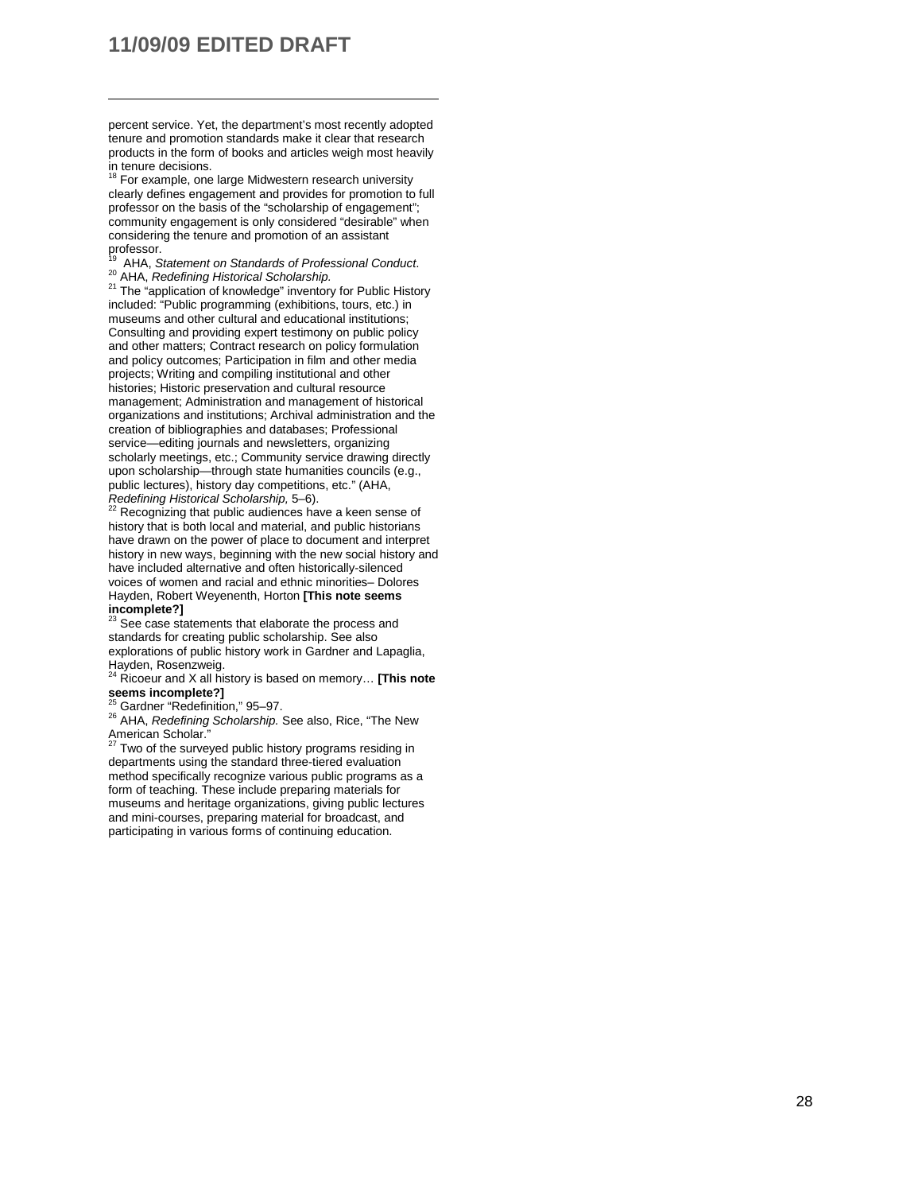percent service. Yet, the department's most recently adopted tenure and promotion standards make it clear that research products in the form of books and articles weigh most heavily in tenure decisions.

[18] For example, one large Midwestern research university clearly defines engagement and provides for promotion to full professor on the basis of the "scholarship of engagement"; community engagement is only considered "desirable" when considering the tenure and promotion of an assistant professor.

[19] AHA, *Statement on Standards of Professional Conduct.*

[20] AHA, *Redefining Historical Scholarship.*

[21] The "application of knowledge" inventory for Public History included: "Public programming (exhibitions, tours, etc.) in museums and other cultural and educational institutions; Consulting and providing expert testimony on public policy and other matters; Contract research on policy formulation and policy outcomes; Participation in film and other media projects; Writing and compiling institutional and other histories; Historic preservation and cultural resource management; Administration and management of historical organizations and institutions; Archival administration and the creation of bibliographies and databases; Professional service—editing journals and newsletters, organizing scholarly meetings, etc.; Community service drawing directly upon scholarship—through state humanities councils (e.g., public lectures), history day competitions, etc." (AHA, *Redefining Historical Scholarship,* 5–6).

[22] Recognizing that public audiences have a keen sense of history that is both local and material, and public historians have drawn on the power of place to document and interpret history in new ways, beginning with the new social history and have included alternative and often historically-silenced voices of women and racial and ethnic minorities– Dolores Hayden, Robert Weyenenth, Horton **[This note seems incomplete?]**

[23] See case statements that elaborate the process and standards for creating public scholarship. See also explorations of public history work in Gardner and Lapaglia, Hayden, Rosenzweig.

[24] Ricoeur and X all history is based on memory… **[This note seems incomplete?]**

[25] Gardner "Redefinition," 95–97.

[26] AHA, *Redefining Scholarship.* See also, Rice, "The New American Scholar."

[27] Two of the surveyed public history programs residing in departments using the standard three-tiered evaluation method specifically recognize various public programs as a form of teaching. These include preparing materials for museums and heritage organizations, giving public lectures and mini-courses, preparing material for broadcast, and participating in various forms of continuing education.